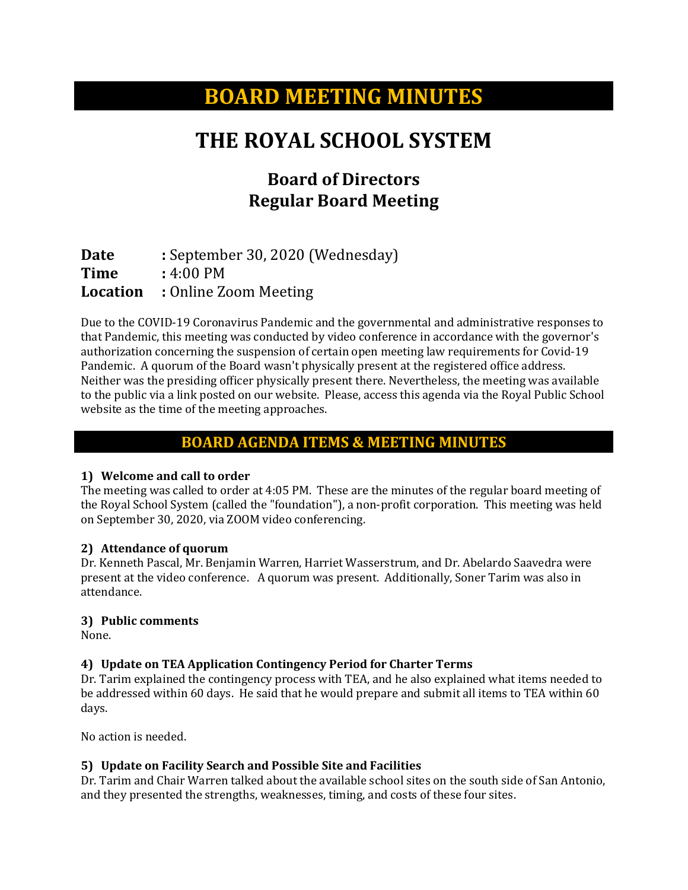# BOARD MEETING MINUTES

# THE ROYAL SCHOOL SYSTEM

## Board of Directors
## Regular Board Meeting

**Date** : September 30, 2020 (Wednesday)
**Time** : 4:00 PM
**Location** : Online Zoom Meeting

Due to the COVID-19 Coronavirus Pandemic and the governmental and administrative responses to that Pandemic, this meeting was conducted by video conference in accordance with the governor's authorization concerning the suspension of certain open meeting law requirements for Covid-19 Pandemic. A quorum of the Board wasn't physically present at the registered office address. Neither was the presiding officer physically present there. Nevertheless, the meeting was available to the public via a link posted on our website. Please, access this agenda via the Royal Public School website as the time of the meeting approaches.

## BOARD AGENDA ITEMS & MEETING MINUTES

**1) Welcome and call to order**
The meeting was called to order at 4:05 PM. These are the minutes of the regular board meeting of the Royal School System (called the "foundation"), a non-profit corporation. This meeting was held on September 30, 2020, via ZOOM video conferencing.

**2) Attendance of quorum**
Dr. Kenneth Pascal, Mr. Benjamin Warren, Harriet Wasserstrum, and Dr. Abelardo Saavedra were present at the video conference. A quorum was present. Additionally, Soner Tarim was also in attendance.

**3) Public comments**
None.

**4) Update on TEA Application Contingency Period for Charter Terms**
Dr. Tarim explained the contingency process with TEA, and he also explained what items needed to be addressed within 60 days. He said that he would prepare and submit all items to TEA within 60 days.

No action is needed.

**5) Update on Facility Search and Possible Site and Facilities**
Dr. Tarim and Chair Warren talked about the available school sites on the south side of San Antonio, and they presented the strengths, weaknesses, timing, and costs of these four sites.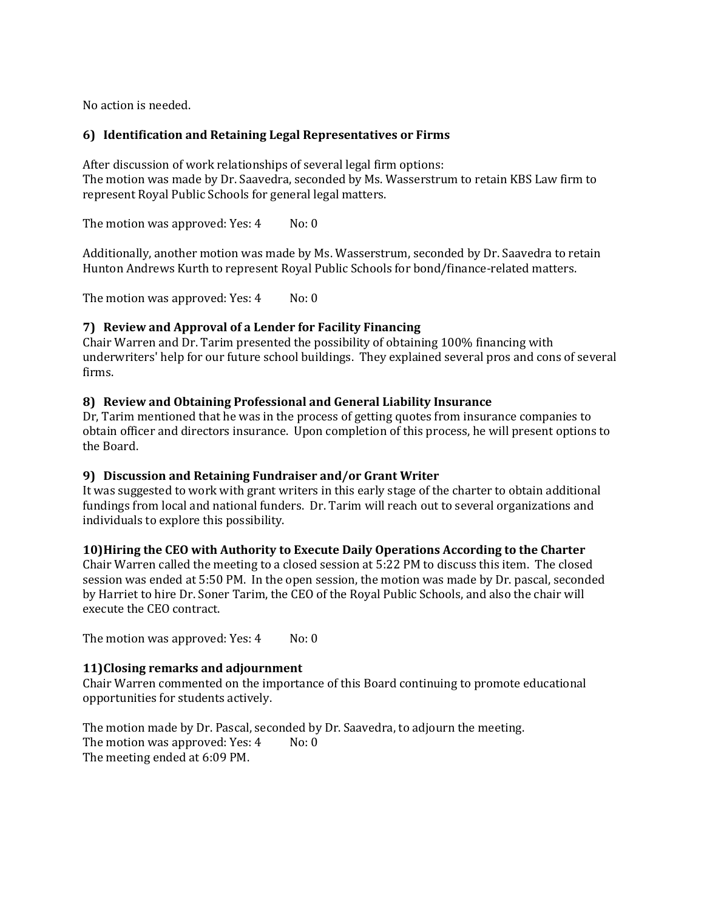No action is needed.

### 6) Identification and Retaining Legal Representatives or Firms

After discussion of work relationships of several legal firm options:
The motion was made by Dr. Saavedra, seconded by Ms. Wasserstrum to retain KBS Law firm to represent Royal Public Schools for general legal matters.

The motion was approved: Yes: 4 No: 0

Additionally, another motion was made by Ms. Wasserstrum, seconded by Dr. Saavedra to retain Hunton Andrews Kurth to represent Royal Public Schools for bond/finance-related matters.

The motion was approved: Yes: 4 No: 0

### 7) Review and Approval of a Lender for Facility Financing

Chair Warren and Dr. Tarim presented the possibility of obtaining 100% financing with underwriters' help for our future school buildings. They explained several pros and cons of several firms.

### 8) Review and Obtaining Professional and General Liability Insurance

Dr, Tarim mentioned that he was in the process of getting quotes from insurance companies to obtain officer and directors insurance. Upon completion of this process, he will present options to the Board.

### 9) Discussion and Retaining Fundraiser and/or Grant Writer

It was suggested to work with grant writers in this early stage of the charter to obtain additional fundings from local and national funders. Dr. Tarim will reach out to several organizations and individuals to explore this possibility.

### 10)Hiring the CEO with Authority to Execute Daily Operations According to the Charter

Chair Warren called the meeting to a closed session at 5:22 PM to discuss this item. The closed session was ended at 5:50 PM. In the open session, the motion was made by Dr. pascal, seconded by Harriet to hire Dr. Soner Tarim, the CEO of the Royal Public Schools, and also the chair will execute the CEO contract.

The motion was approved: Yes: 4 No: 0

### 11)Closing remarks and adjournment

Chair Warren commented on the importance of this Board continuing to promote educational opportunities for students actively.

The motion made by Dr. Pascal, seconded by Dr. Saavedra, to adjourn the meeting.
The motion was approved: Yes: 4 No: 0
The meeting ended at 6:09 PM.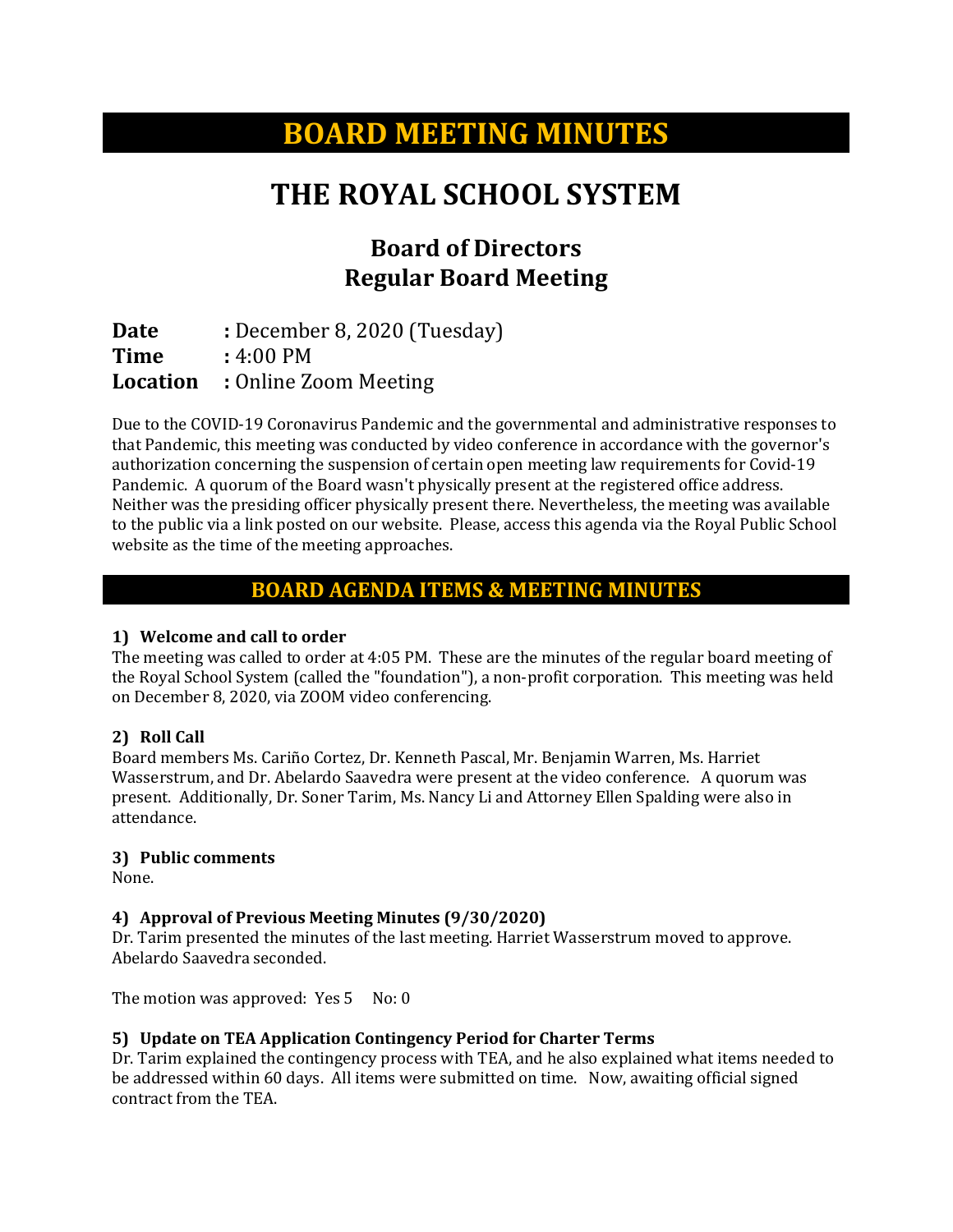# BOARD MEETING MINUTES

# THE ROYAL SCHOOL SYSTEM

## Board of Directors
## Regular Board Meeting

**Date** : December 8, 2020 (Tuesday)
**Time** : 4:00 PM
**Location** : Online Zoom Meeting

Due to the COVID-19 Coronavirus Pandemic and the governmental and administrative responses to that Pandemic, this meeting was conducted by video conference in accordance with the governor's authorization concerning the suspension of certain open meeting law requirements for Covid-19 Pandemic. A quorum of the Board wasn't physically present at the registered office address. Neither was the presiding officer physically present there. Nevertheless, the meeting was available to the public via a link posted on our website. Please, access this agenda via the Royal Public School website as the time of the meeting approaches.

## BOARD AGENDA ITEMS & MEETING MINUTES

### 1) Welcome and call to order

The meeting was called to order at 4:05 PM. These are the minutes of the regular board meeting of the Royal School System (called the "foundation"), a non-profit corporation. This meeting was held on December 8, 2020, via ZOOM video conferencing.

### 2) Roll Call

Board members Ms. Cariño Cortez, Dr. Kenneth Pascal, Mr. Benjamin Warren, Ms. Harriet Wasserstrum, and Dr. Abelardo Saavedra were present at the video conference. A quorum was present. Additionally, Dr. Soner Tarim, Ms. Nancy Li and Attorney Ellen Spalding were also in attendance.

### 3) Public comments

None.

### 4) Approval of Previous Meeting Minutes (9/30/2020)

Dr. Tarim presented the minutes of the last meeting. Harriet Wasserstrum moved to approve. Abelardo Saavedra seconded.

The motion was approved: Yes 5 No: 0

### 5) Update on TEA Application Contingency Period for Charter Terms

Dr. Tarim explained the contingency process with TEA, and he also explained what items needed to be addressed within 60 days. All items were submitted on time. Now, awaiting official signed contract from the TEA.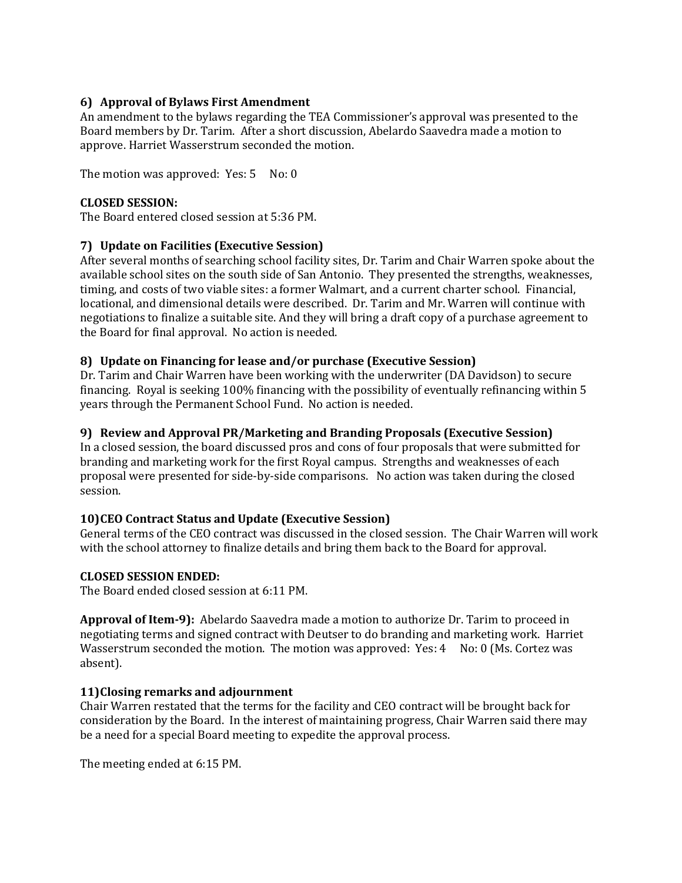### 6) Approval of Bylaws First Amendment

An amendment to the bylaws regarding the TEA Commissioner's approval was presented to the Board members by Dr. Tarim. After a short discussion, Abelardo Saavedra made a motion to approve. Harriet Wasserstrum seconded the motion.

The motion was approved: Yes: 5 No: 0

**CLOSED SESSION:**
The Board entered closed session at 5:36 PM.

### 7) Update on Facilities (Executive Session)

After several months of searching school facility sites, Dr. Tarim and Chair Warren spoke about the available school sites on the south side of San Antonio. They presented the strengths, weaknesses, timing, and costs of two viable sites: a former Walmart, and a current charter school. Financial, locational, and dimensional details were described. Dr. Tarim and Mr. Warren will continue with negotiations to finalize a suitable site. And they will bring a draft copy of a purchase agreement to the Board for final approval. No action is needed.

### 8) Update on Financing for lease and/or purchase (Executive Session)

Dr. Tarim and Chair Warren have been working with the underwriter (DA Davidson) to secure financing. Royal is seeking 100% financing with the possibility of eventually refinancing within 5 years through the Permanent School Fund. No action is needed.

### 9) Review and Approval PR/Marketing and Branding Proposals (Executive Session)

In a closed session, the board discussed pros and cons of four proposals that were submitted for branding and marketing work for the first Royal campus. Strengths and weaknesses of each proposal were presented for side-by-side comparisons. No action was taken during the closed session.

### 10) CEO Contract Status and Update (Executive Session)

General terms of the CEO contract was discussed in the closed session. The Chair Warren will work with the school attorney to finalize details and bring them back to the Board for approval.

**CLOSED SESSION ENDED:**
The Board ended closed session at 6:11 PM.

**Approval of Item-9):** Abelardo Saavedra made a motion to authorize Dr. Tarim to proceed in negotiating terms and signed contract with Deutser to do branding and marketing work. Harriet Wasserstrum seconded the motion. The motion was approved: Yes: 4 No: 0 (Ms. Cortez was absent).

### 11) Closing remarks and adjournment

Chair Warren restated that the terms for the facility and CEO contract will be brought back for consideration by the Board. In the interest of maintaining progress, Chair Warren said there may be a need for a special Board meeting to expedite the approval process.

The meeting ended at 6:15 PM.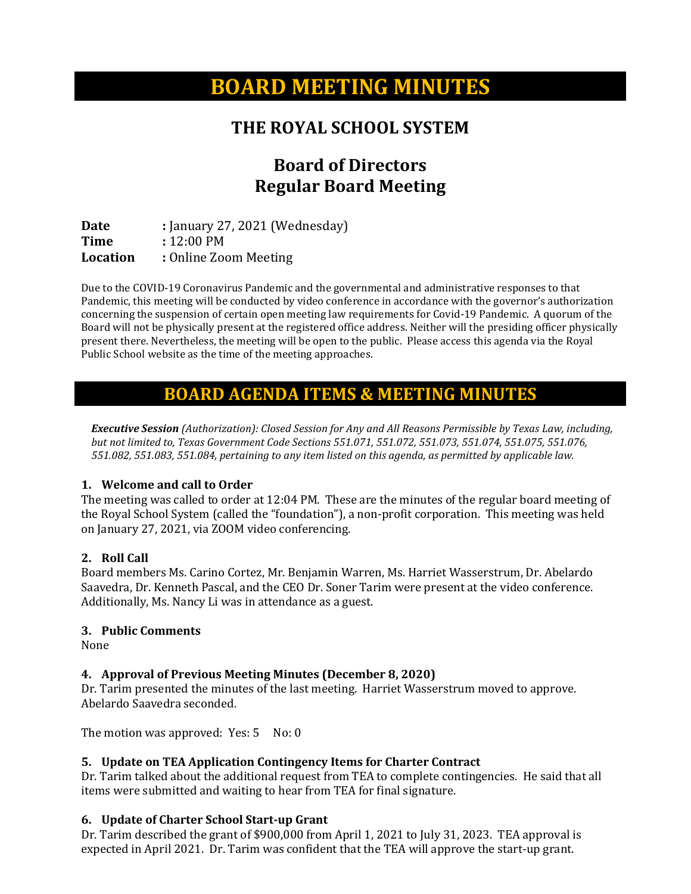# BOARD MEETING MINUTES

## THE ROYAL SCHOOL SYSTEM

## Board of Directors
## Regular Board Meeting

**Date** : January 27, 2021 (Wednesday)
**Time** : 12:00 PM
**Location** : Online Zoom Meeting

Due to the COVID-19 Coronavirus Pandemic and the governmental and administrative responses to that Pandemic, this meeting will be conducted by video conference in accordance with the governor's authorization concerning the suspension of certain open meeting law requirements for Covid-19 Pandemic. A quorum of the Board will not be physically present at the registered office address. Neither will the presiding officer physically present there. Nevertheless, the meeting will be open to the public. Please access this agenda via the Royal Public School website as the time of the meeting approaches.

# BOARD AGENDA ITEMS & MEETING MINUTES

***Executive Session*** *(Authorization): Closed Session for Any and All Reasons Permissible by Texas Law, including, but not limited to, Texas Government Code Sections 551.071, 551.072, 551.073, 551.074, 551.075, 551.076, 551.082, 551.083, 551.084, pertaining to any item listed on this agenda, as permitted by applicable law.*

### 1. Welcome and call to Order

The meeting was called to order at 12:04 PM. These are the minutes of the regular board meeting of the Royal School System (called the "foundation"), a non-profit corporation. This meeting was held on January 27, 2021, via ZOOM video conferencing.

### 2. Roll Call

Board members Ms. Carino Cortez, Mr. Benjamin Warren, Ms. Harriet Wasserstrum, Dr. Abelardo Saavedra, Dr. Kenneth Pascal, and the CEO Dr. Soner Tarim were present at the video conference. Additionally, Ms. Nancy Li was in attendance as a guest.

### 3. Public Comments

None

### 4. Approval of Previous Meeting Minutes (December 8, 2020)

Dr. Tarim presented the minutes of the last meeting. Harriet Wasserstrum moved to approve. Abelardo Saavedra seconded.

The motion was approved: Yes: 5 No: 0

### 5. Update on TEA Application Contingency Items for Charter Contract

Dr. Tarim talked about the additional request from TEA to complete contingencies. He said that all items were submitted and waiting to hear from TEA for final signature.

### 6. Update of Charter School Start-up Grant

Dr. Tarim described the grant of $900,000 from April 1, 2021 to July 31, 2023. TEA approval is expected in April 2021. Dr. Tarim was confident that the TEA will approve the start-up grant.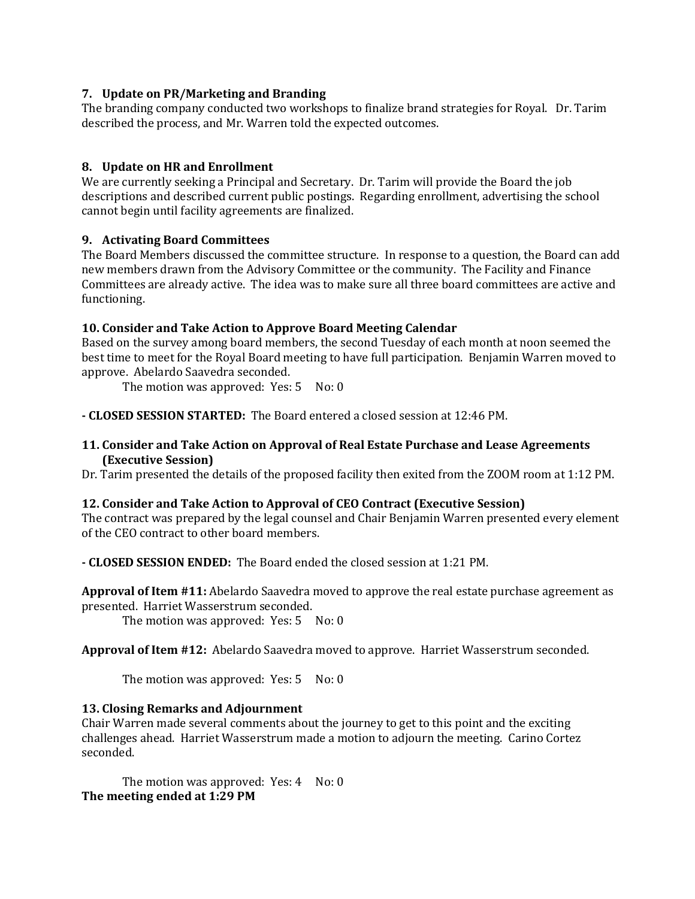### 7. Update on PR/Marketing and Branding

The branding company conducted two workshops to finalize brand strategies for Royal. Dr. Tarim described the process, and Mr. Warren told the expected outcomes.

### 8. Update on HR and Enrollment

We are currently seeking a Principal and Secretary. Dr. Tarim will provide the Board the job descriptions and described current public postings. Regarding enrollment, advertising the school cannot begin until facility agreements are finalized.

### 9. Activating Board Committees

The Board Members discussed the committee structure. In response to a question, the Board can add new members drawn from the Advisory Committee or the community. The Facility and Finance Committees are already active. The idea was to make sure all three board committees are active and functioning.

### 10. Consider and Take Action to Approve Board Meeting Calendar

Based on the survey among board members, the second Tuesday of each month at noon seemed the best time to meet for the Royal Board meeting to have full participation. Benjamin Warren moved to approve. Abelardo Saavedra seconded.

The motion was approved: Yes: 5 No: 0

**- CLOSED SESSION STARTED:** The Board entered a closed session at 12:46 PM.

### 11. Consider and Take Action on Approval of Real Estate Purchase and Lease Agreements (Executive Session)

Dr. Tarim presented the details of the proposed facility then exited from the ZOOM room at 1:12 PM.

### 12. Consider and Take Action to Approval of CEO Contract (Executive Session)

The contract was prepared by the legal counsel and Chair Benjamin Warren presented every element of the CEO contract to other board members.

**- CLOSED SESSION ENDED:** The Board ended the closed session at 1:21 PM.

**Approval of Item #11:** Abelardo Saavedra moved to approve the real estate purchase agreement as presented. Harriet Wasserstrum seconded.

The motion was approved: Yes: 5 No: 0

**Approval of Item #12:** Abelardo Saavedra moved to approve. Harriet Wasserstrum seconded.

The motion was approved: Yes: 5 No: 0

### 13. Closing Remarks and Adjournment

Chair Warren made several comments about the journey to get to this point and the exciting challenges ahead. Harriet Wasserstrum made a motion to adjourn the meeting. Carino Cortez seconded.

The motion was approved: Yes: 4 No: 0

**The meeting ended at 1:29 PM**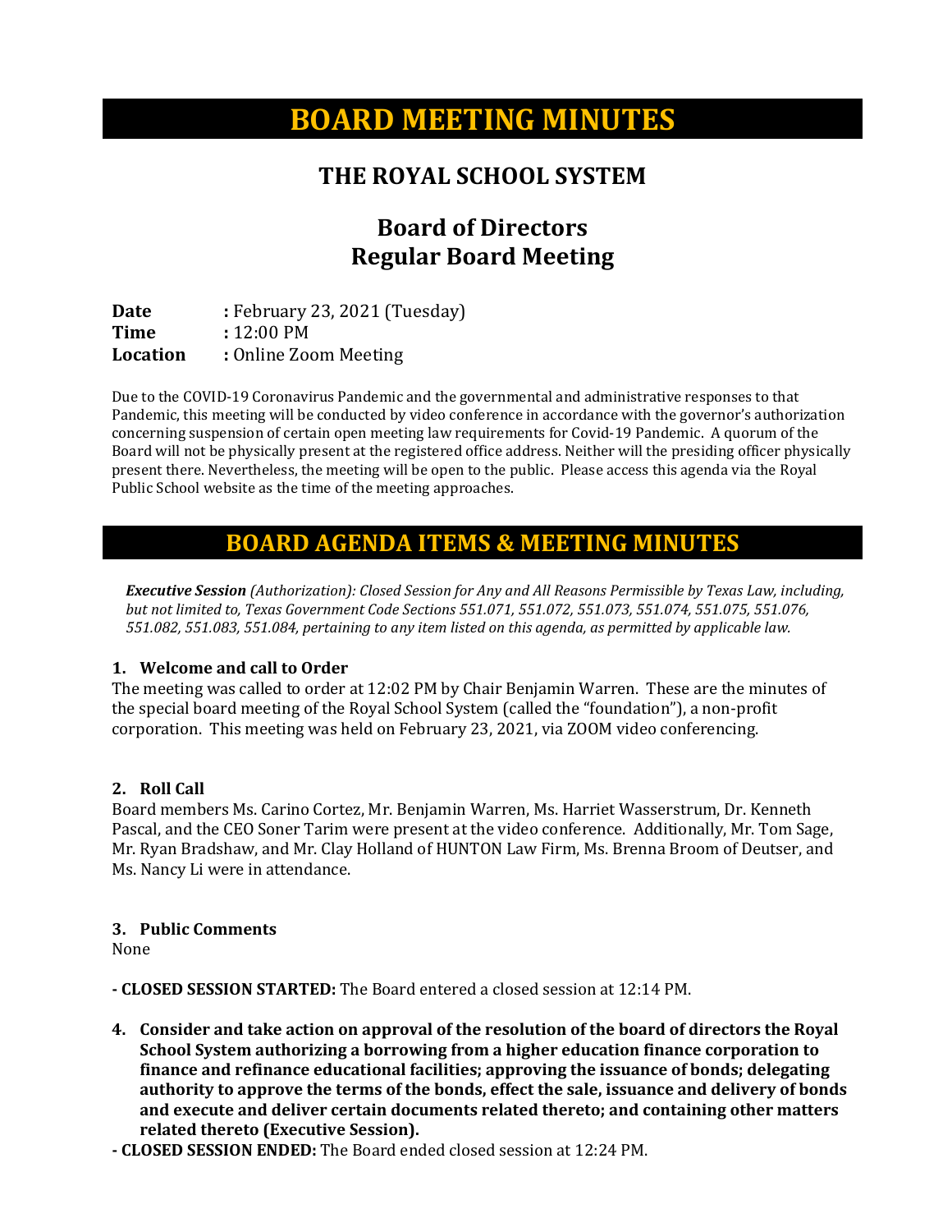# BOARD MEETING MINUTES

## THE ROYAL SCHOOL SYSTEM

## Board of Directors
## Regular Board Meeting

**Date** : February 23, 2021 (Tuesday)
**Time** : 12:00 PM
**Location** : Online Zoom Meeting

Due to the COVID-19 Coronavirus Pandemic and the governmental and administrative responses to that Pandemic, this meeting will be conducted by video conference in accordance with the governor's authorization concerning suspension of certain open meeting law requirements for Covid-19 Pandemic. A quorum of the Board will not be physically present at the registered office address. Neither will the presiding officer physically present there. Nevertheless, the meeting will be open to the public. Please access this agenda via the Royal Public School website as the time of the meeting approaches.

## BOARD AGENDA ITEMS & MEETING MINUTES

***Executive Session*** *(Authorization): Closed Session for Any and All Reasons Permissible by Texas Law, including, but not limited to, Texas Government Code Sections 551.071, 551.072, 551.073, 551.074, 551.075, 551.076, 551.082, 551.083, 551.084, pertaining to any item listed on this agenda, as permitted by applicable law.*

### 1. Welcome and call to Order

The meeting was called to order at 12:02 PM by Chair Benjamin Warren. These are the minutes of the special board meeting of the Royal School System (called the "foundation"), a non-profit corporation. This meeting was held on February 23, 2021, via ZOOM video conferencing.

### 2. Roll Call

Board members Ms. Carino Cortez, Mr. Benjamin Warren, Ms. Harriet Wasserstrum, Dr. Kenneth Pascal, and the CEO Soner Tarim were present at the video conference. Additionally, Mr. Tom Sage, Mr. Ryan Bradshaw, and Mr. Clay Holland of HUNTON Law Firm, Ms. Brenna Broom of Deutser, and Ms. Nancy Li were in attendance.

### 3. Public Comments

None

**- CLOSED SESSION STARTED:** The Board entered a closed session at 12:14 PM.

**4. Consider and take action on approval of the resolution of the board of directors the Royal School System authorizing a borrowing from a higher education finance corporation to finance and refinance educational facilities; approving the issuance of bonds; delegating authority to approve the terms of the bonds, effect the sale, issuance and delivery of bonds and execute and deliver certain documents related thereto; and containing other matters related thereto (Executive Session).**

**- CLOSED SESSION ENDED:** The Board ended closed session at 12:24 PM.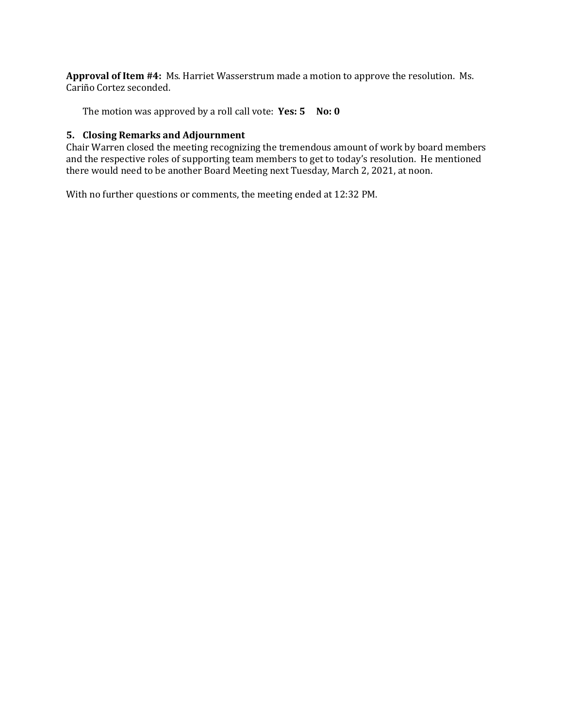**Approval of Item #4:** Ms. Harriet Wasserstrum made a motion to approve the resolution. Ms. Cariño Cortez seconded.

The motion was approved by a roll call vote: **Yes: 5 No: 0**

### 5. Closing Remarks and Adjournment

Chair Warren closed the meeting recognizing the tremendous amount of work by board members and the respective roles of supporting team members to get to today's resolution. He mentioned there would need to be another Board Meeting next Tuesday, March 2, 2021, at noon.

With no further questions or comments, the meeting ended at 12:32 PM.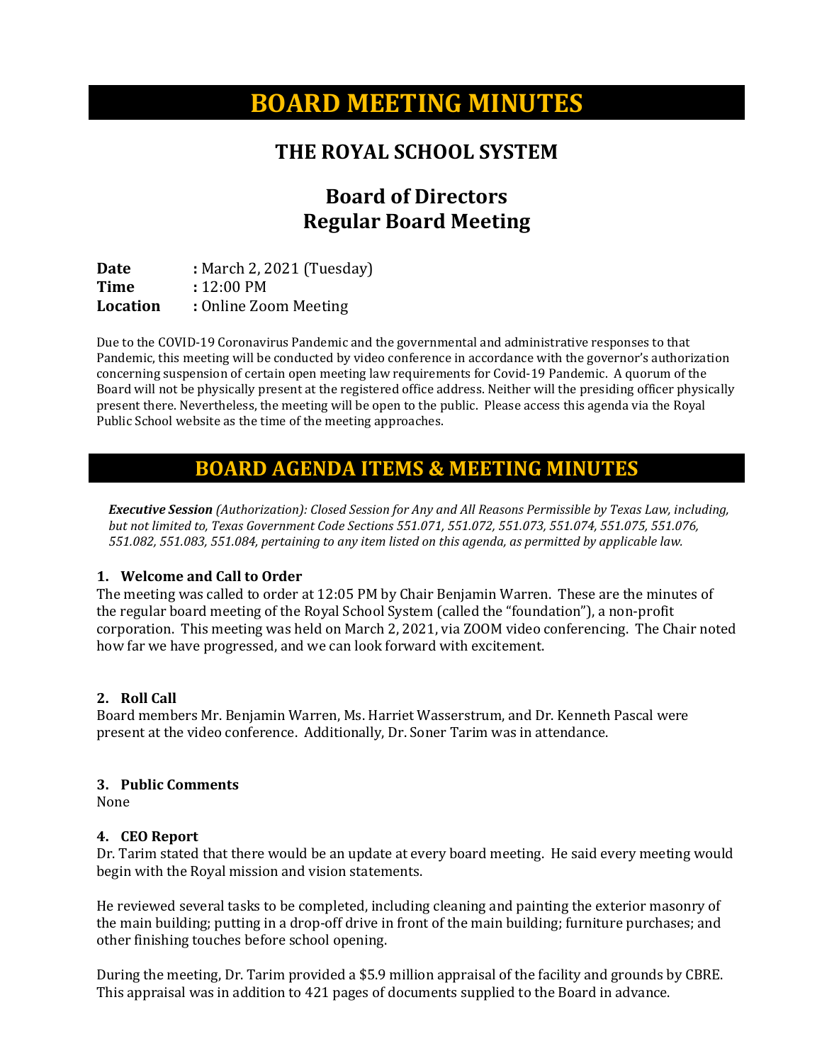# BOARD MEETING MINUTES

## THE ROYAL SCHOOL SYSTEM

## Board of Directors
## Regular Board Meeting

**Date** : March 2, 2021 (Tuesday)
**Time** : 12:00 PM
**Location** : Online Zoom Meeting

Due to the COVID-19 Coronavirus Pandemic and the governmental and administrative responses to that Pandemic, this meeting will be conducted by video conference in accordance with the governor's authorization concerning suspension of certain open meeting law requirements for Covid-19 Pandemic. A quorum of the Board will not be physically present at the registered office address. Neither will the presiding officer physically present there. Nevertheless, the meeting will be open to the public. Please access this agenda via the Royal Public School website as the time of the meeting approaches.

# BOARD AGENDA ITEMS & MEETING MINUTES

***Executive Session*** *(Authorization): Closed Session for Any and All Reasons Permissible by Texas Law, including, but not limited to, Texas Government Code Sections 551.071, 551.072, 551.073, 551.074, 551.075, 551.076, 551.082, 551.083, 551.084, pertaining to any item listed on this agenda, as permitted by applicable law.*

### 1. Welcome and Call to Order

The meeting was called to order at 12:05 PM by Chair Benjamin Warren. These are the minutes of the regular board meeting of the Royal School System (called the "foundation"), a non-profit corporation. This meeting was held on March 2, 2021, via ZOOM video conferencing. The Chair noted how far we have progressed, and we can look forward with excitement.

### 2. Roll Call

Board members Mr. Benjamin Warren, Ms. Harriet Wasserstrum, and Dr. Kenneth Pascal were present at the video conference. Additionally, Dr. Soner Tarim was in attendance.

### 3. Public Comments

None

### 4. CEO Report

Dr. Tarim stated that there would be an update at every board meeting. He said every meeting would begin with the Royal mission and vision statements.

He reviewed several tasks to be completed, including cleaning and painting the exterior masonry of the main building; putting in a drop-off drive in front of the main building; furniture purchases; and other finishing touches before school opening.

During the meeting, Dr. Tarim provided a $5.9 million appraisal of the facility and grounds by CBRE. This appraisal was in addition to 421 pages of documents supplied to the Board in advance.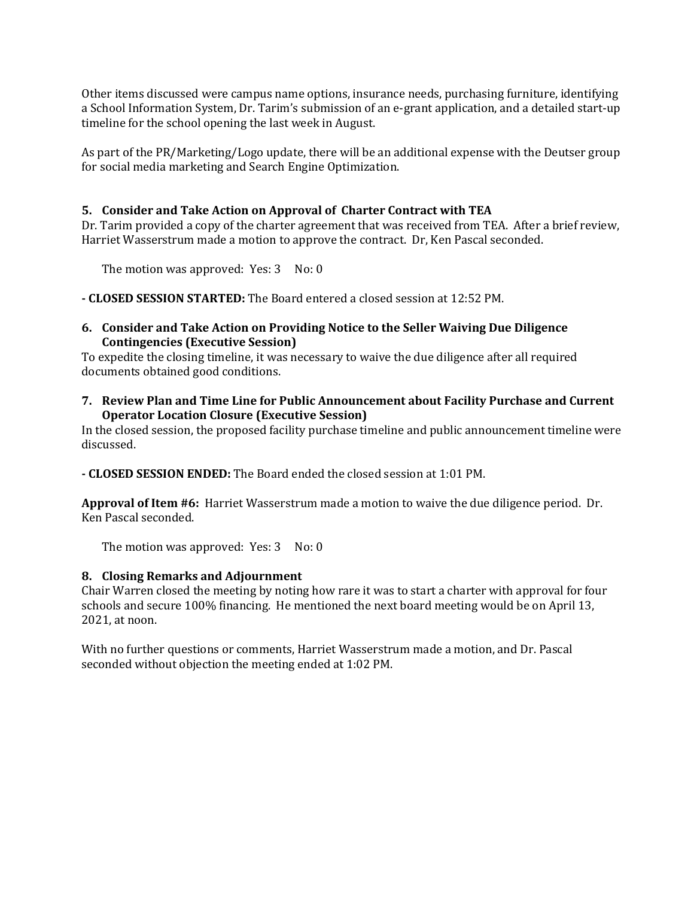Other items discussed were campus name options, insurance needs, purchasing furniture, identifying a School Information System, Dr. Tarim's submission of an e-grant application, and a detailed start-up timeline for the school opening the last week in August.

As part of the PR/Marketing/Logo update, there will be an additional expense with the Deutser group for social media marketing and Search Engine Optimization.

**5. Consider and Take Action on Approval of Charter Contract with TEA**

Dr. Tarim provided a copy of the charter agreement that was received from TEA. After a brief review, Harriet Wasserstrum made a motion to approve the contract. Dr, Ken Pascal seconded.

The motion was approved: Yes: 3 No: 0

**- CLOSED SESSION STARTED:** The Board entered a closed session at 12:52 PM.

**6. Consider and Take Action on Providing Notice to the Seller Waiving Due Diligence Contingencies (Executive Session)**

To expedite the closing timeline, it was necessary to waive the due diligence after all required documents obtained good conditions.

**7. Review Plan and Time Line for Public Announcement about Facility Purchase and Current Operator Location Closure (Executive Session)**

In the closed session, the proposed facility purchase timeline and public announcement timeline were discussed.

**- CLOSED SESSION ENDED:** The Board ended the closed session at 1:01 PM.

**Approval of Item #6:** Harriet Wasserstrum made a motion to waive the due diligence period. Dr. Ken Pascal seconded.

The motion was approved: Yes: 3 No: 0

**8. Closing Remarks and Adjournment**

Chair Warren closed the meeting by noting how rare it was to start a charter with approval for four schools and secure 100% financing. He mentioned the next board meeting would be on April 13, 2021, at noon.

With no further questions or comments, Harriet Wasserstrum made a motion, and Dr. Pascal seconded without objection the meeting ended at 1:02 PM.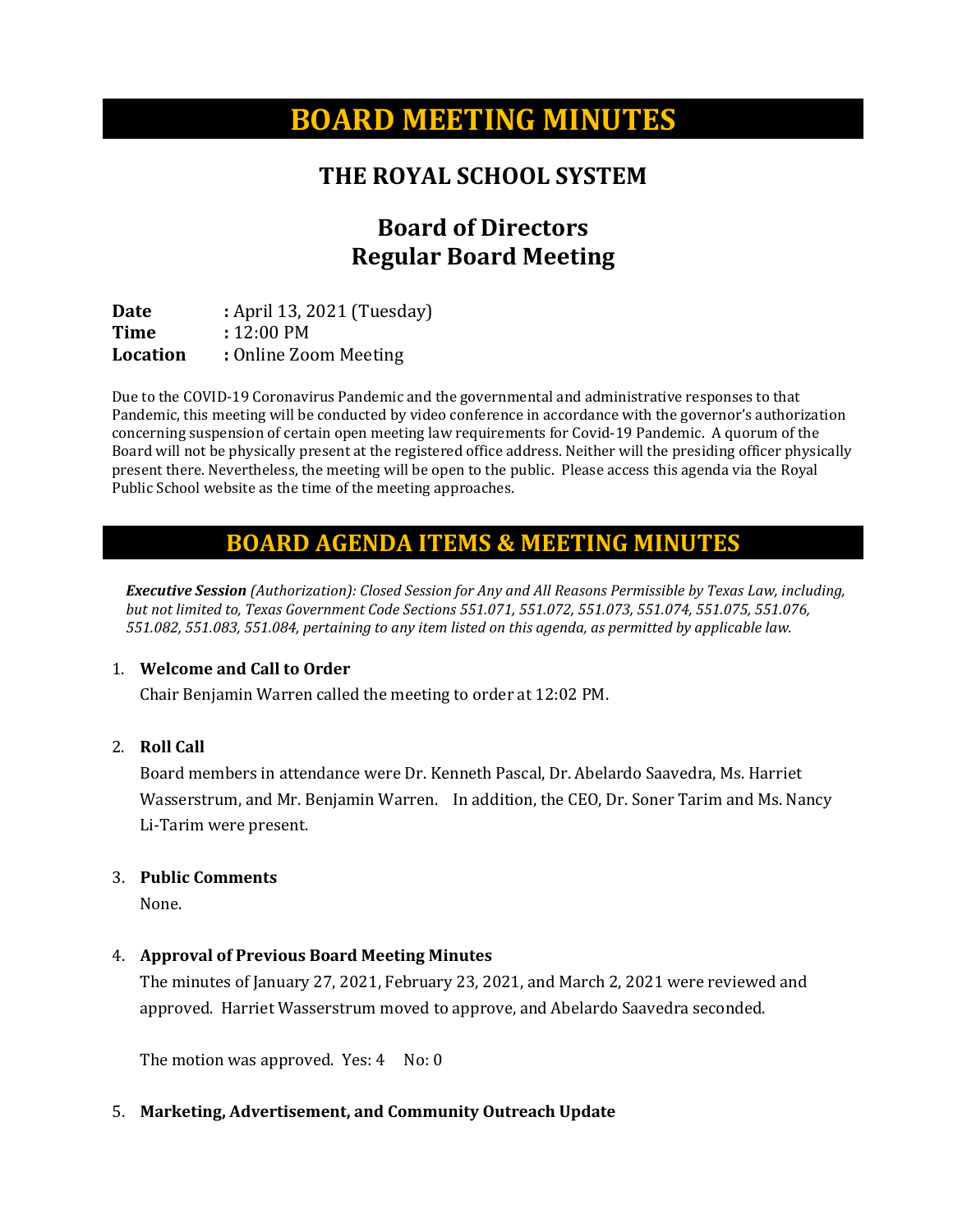# BOARD MEETING MINUTES

## THE ROYAL SCHOOL SYSTEM

## Board of Directors
## Regular Board Meeting

**Date** : April 13, 2021 (Tuesday)
**Time** : 12:00 PM
**Location** : Online Zoom Meeting

Due to the COVID-19 Coronavirus Pandemic and the governmental and administrative responses to that Pandemic, this meeting will be conducted by video conference in accordance with the governor's authorization concerning suspension of certain open meeting law requirements for Covid-19 Pandemic. A quorum of the Board will not be physically present at the registered office address. Neither will the presiding officer physically present there. Nevertheless, the meeting will be open to the public. Please access this agenda via the Royal Public School website as the time of the meeting approaches.

# BOARD AGENDA ITEMS & MEETING MINUTES

***Executive Session*** *(Authorization): Closed Session for Any and All Reasons Permissible by Texas Law, including, but not limited to, Texas Government Code Sections 551.071, 551.072, 551.073, 551.074, 551.075, 551.076, 551.082, 551.083, 551.084, pertaining to any item listed on this agenda, as permitted by applicable law.*

1. **Welcome and Call to Order**

   Chair Benjamin Warren called the meeting to order at 12:02 PM.

2. **Roll Call**

   Board members in attendance were Dr. Kenneth Pascal, Dr. Abelardo Saavedra, Ms. Harriet Wasserstrum, and Mr. Benjamin Warren. In addition, the CEO, Dr. Soner Tarim and Ms. Nancy Li-Tarim were present.

3. **Public Comments**

   None.

4. **Approval of Previous Board Meeting Minutes**

   The minutes of January 27, 2021, February 23, 2021, and March 2, 2021 were reviewed and approved. Harriet Wasserstrum moved to approve, and Abelardo Saavedra seconded.

   The motion was approved. Yes: 4 No: 0

5. **Marketing, Advertisement, and Community Outreach Update**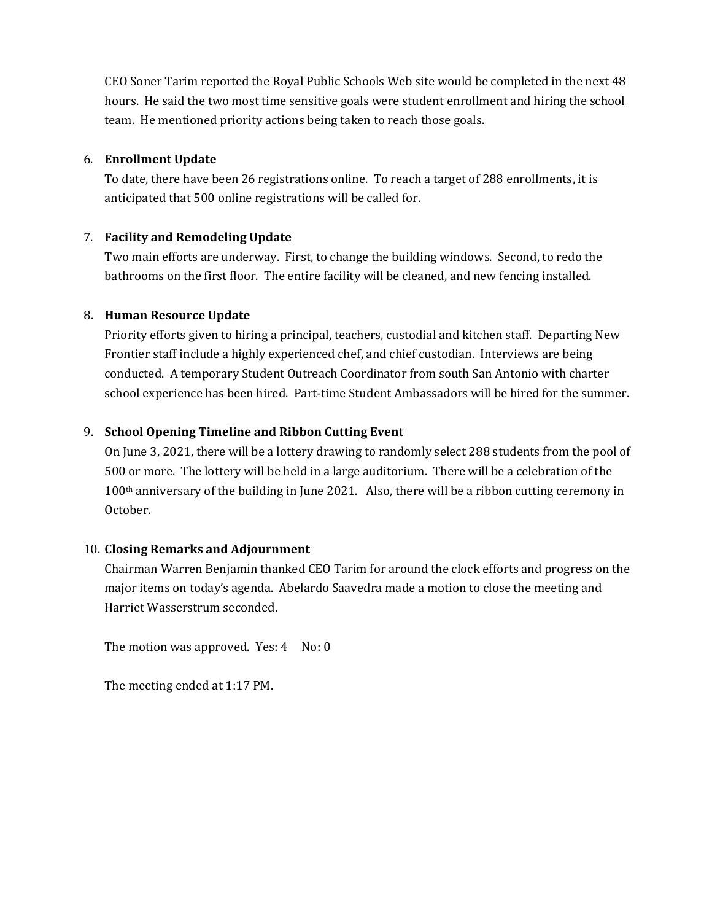CEO Soner Tarim reported the Royal Public Schools Web site would be completed in the next 48 hours. He said the two most time sensitive goals were student enrollment and hiring the school team. He mentioned priority actions being taken to reach those goals.

6. **Enrollment Update**

   To date, there have been 26 registrations online. To reach a target of 288 enrollments, it is anticipated that 500 online registrations will be called for.

7. **Facility and Remodeling Update**

   Two main efforts are underway. First, to change the building windows. Second, to redo the bathrooms on the first floor. The entire facility will be cleaned, and new fencing installed.

8. **Human Resource Update**

   Priority efforts given to hiring a principal, teachers, custodial and kitchen staff. Departing New Frontier staff include a highly experienced chef, and chief custodian. Interviews are being conducted. A temporary Student Outreach Coordinator from south San Antonio with charter school experience has been hired. Part-time Student Ambassadors will be hired for the summer.

9. **School Opening Timeline and Ribbon Cutting Event**

   On June 3, 2021, there will be a lottery drawing to randomly select 288 students from the pool of 500 or more. The lottery will be held in a large auditorium. There will be a celebration of the 100th anniversary of the building in June 2021. Also, there will be a ribbon cutting ceremony in October.

10. **Closing Remarks and Adjournment**

    Chairman Warren Benjamin thanked CEO Tarim for around the clock efforts and progress on the major items on today's agenda. Abelardo Saavedra made a motion to close the meeting and Harriet Wasserstrum seconded.

    The motion was approved. Yes: 4 No: 0

    The meeting ended at 1:17 PM.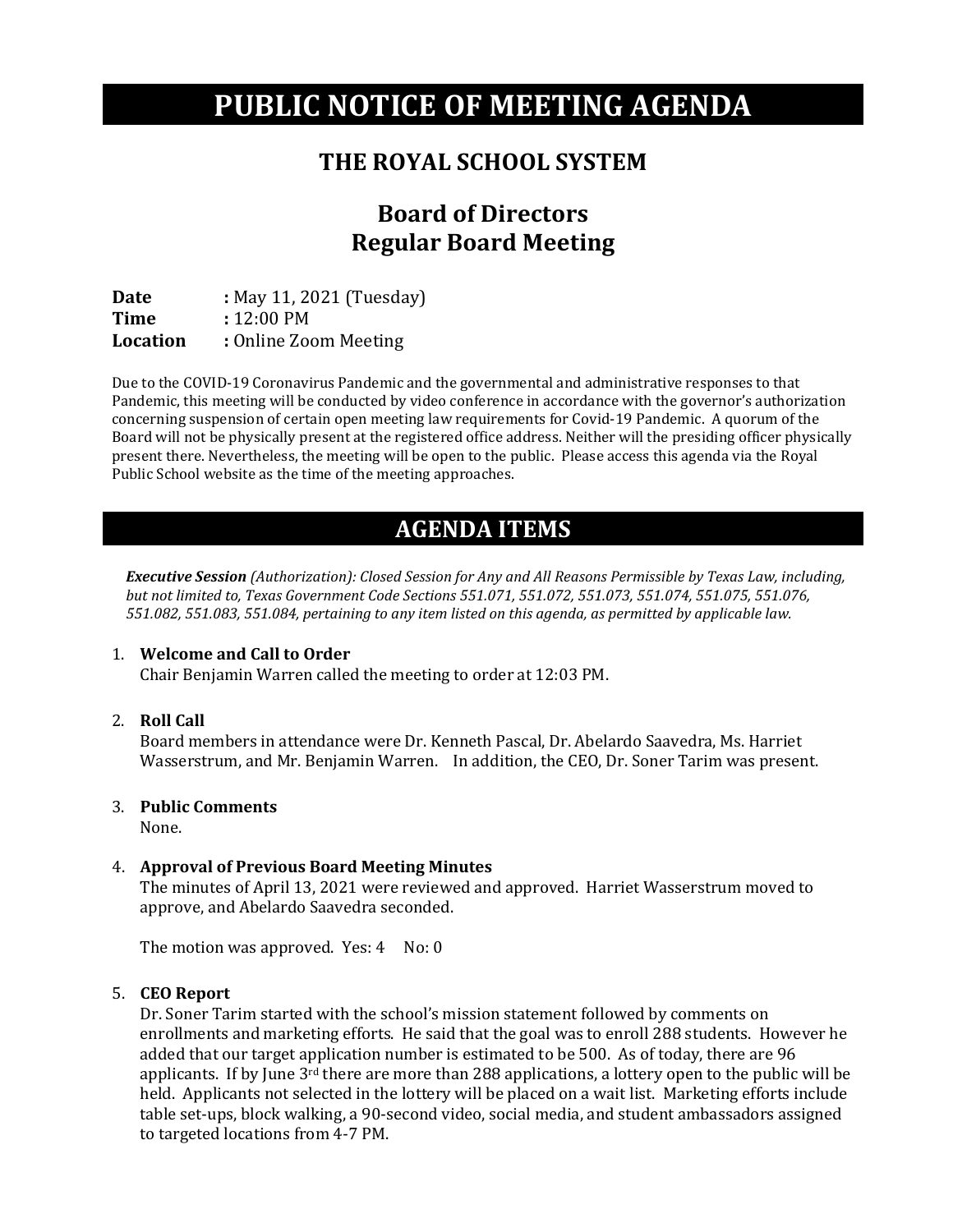# PUBLIC NOTICE OF MEETING AGENDA

## THE ROYAL SCHOOL SYSTEM

## Board of Directors
## Regular Board Meeting

**Date** : May 11, 2021 (Tuesday)
**Time** : 12:00 PM
**Location** : Online Zoom Meeting

Due to the COVID-19 Coronavirus Pandemic and the governmental and administrative responses to that Pandemic, this meeting will be conducted by video conference in accordance with the governor's authorization concerning suspension of certain open meeting law requirements for Covid-19 Pandemic. A quorum of the Board will not be physically present at the registered office address. Neither will the presiding officer physically present there. Nevertheless, the meeting will be open to the public. Please access this agenda via the Royal Public School website as the time of the meeting approaches.

## AGENDA ITEMS

***Executive Session*** *(Authorization): Closed Session for Any and All Reasons Permissible by Texas Law, including, but not limited to, Texas Government Code Sections 551.071, 551.072, 551.073, 551.074, 551.075, 551.076, 551.082, 551.083, 551.084, pertaining to any item listed on this agenda, as permitted by applicable law.*

1. **Welcome and Call to Order**
   Chair Benjamin Warren called the meeting to order at 12:03 PM.

2. **Roll Call**
   Board members in attendance were Dr. Kenneth Pascal, Dr. Abelardo Saavedra, Ms. Harriet Wasserstrum, and Mr. Benjamin Warren. In addition, the CEO, Dr. Soner Tarim was present.

3. **Public Comments**
   None.

4. **Approval of Previous Board Meeting Minutes**
   The minutes of April 13, 2021 were reviewed and approved. Harriet Wasserstrum moved to approve, and Abelardo Saavedra seconded.

   The motion was approved. Yes: 4 No: 0

5. **CEO Report**
   Dr. Soner Tarim started with the school's mission statement followed by comments on enrollments and marketing efforts. He said that the goal was to enroll 288 students. However he added that our target application number is estimated to be 500. As of today, there are 96 applicants. If by June 3rd there are more than 288 applications, a lottery open to the public will be held. Applicants not selected in the lottery will be placed on a wait list. Marketing efforts include table set-ups, block walking, a 90-second video, social media, and student ambassadors assigned to targeted locations from 4-7 PM.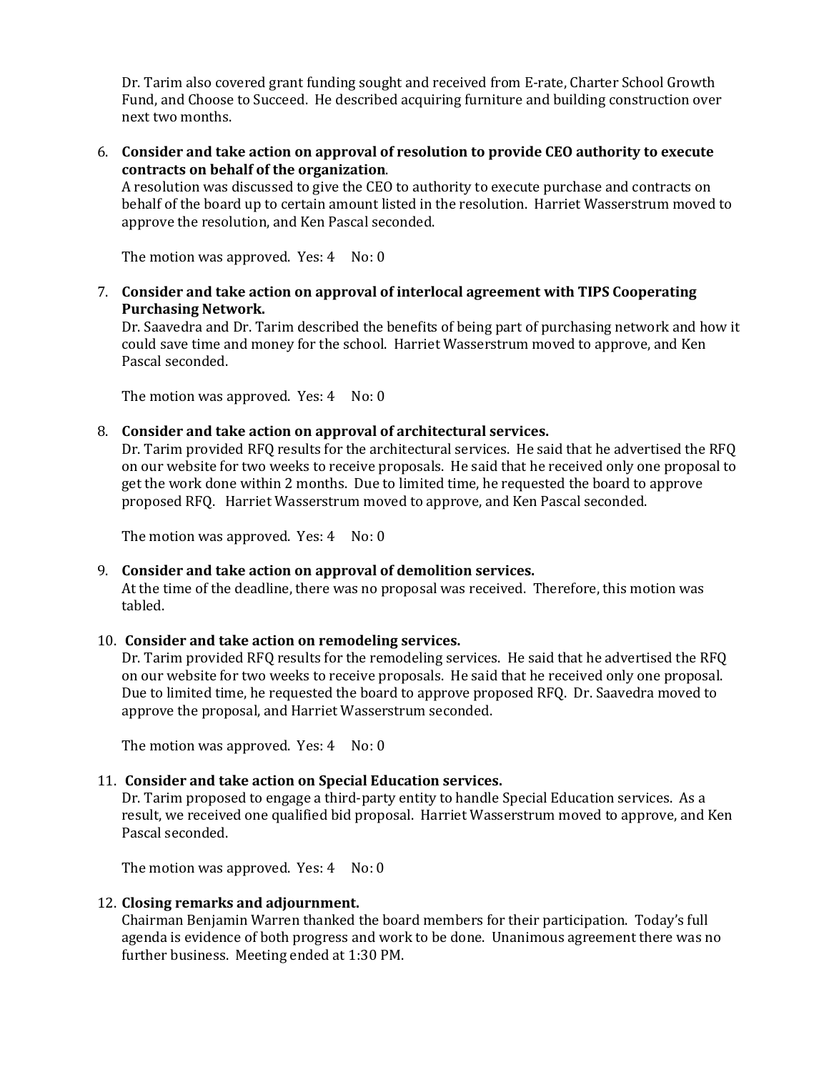Dr. Tarim also covered grant funding sought and received from E-rate, Charter School Growth Fund, and Choose to Succeed. He described acquiring furniture and building construction over next two months.

6. **Consider and take action on approval of resolution to provide CEO authority to execute contracts on behalf of the organization**.
   A resolution was discussed to give the CEO to authority to execute purchase and contracts on behalf of the board up to certain amount listed in the resolution. Harriet Wasserstrum moved to approve the resolution, and Ken Pascal seconded.

   The motion was approved. Yes: 4 No: 0

7. **Consider and take action on approval of interlocal agreement with TIPS Cooperating Purchasing Network.**
   Dr. Saavedra and Dr. Tarim described the benefits of being part of purchasing network and how it could save time and money for the school. Harriet Wasserstrum moved to approve, and Ken Pascal seconded.

   The motion was approved. Yes: 4 No: 0

8. **Consider and take action on approval of architectural services.**
   Dr. Tarim provided RFQ results for the architectural services. He said that he advertised the RFQ on our website for two weeks to receive proposals. He said that he received only one proposal to get the work done within 2 months. Due to limited time, he requested the board to approve proposed RFQ. Harriet Wasserstrum moved to approve, and Ken Pascal seconded.

   The motion was approved. Yes: 4 No: 0

9. **Consider and take action on approval of demolition services.**
   At the time of the deadline, there was no proposal was received. Therefore, this motion was tabled.

10. **Consider and take action on remodeling services.**
    Dr. Tarim provided RFQ results for the remodeling services. He said that he advertised the RFQ on our website for two weeks to receive proposals. He said that he received only one proposal. Due to limited time, he requested the board to approve proposed RFQ. Dr. Saavedra moved to approve the proposal, and Harriet Wasserstrum seconded.

    The motion was approved. Yes: 4 No: 0

11. **Consider and take action on Special Education services.**
    Dr. Tarim proposed to engage a third-party entity to handle Special Education services. As a result, we received one qualified bid proposal. Harriet Wasserstrum moved to approve, and Ken Pascal seconded.

    The motion was approved. Yes: 4 No: 0

12. **Closing remarks and adjournment.**
    Chairman Benjamin Warren thanked the board members for their participation. Today's full agenda is evidence of both progress and work to be done. Unanimous agreement there was no further business. Meeting ended at 1:30 PM.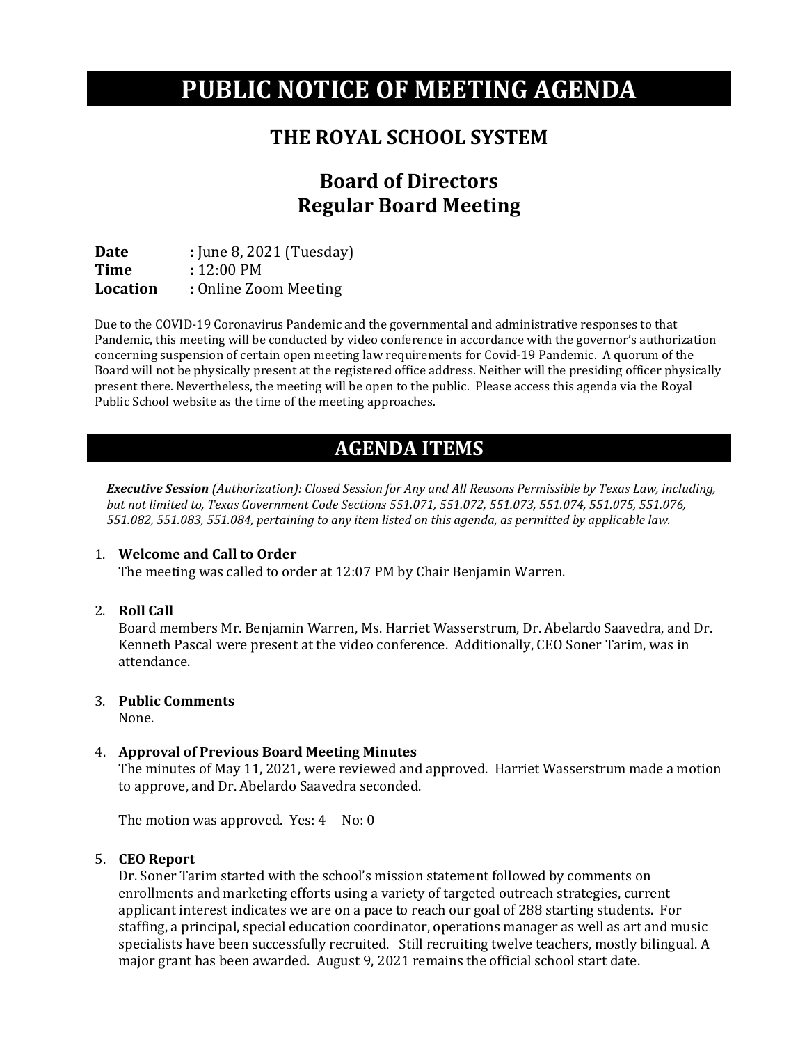# PUBLIC NOTICE OF MEETING AGENDA

## THE ROYAL SCHOOL SYSTEM

## Board of Directors
## Regular Board Meeting

**Date** : June 8, 2021 (Tuesday)
**Time** : 12:00 PM
**Location** : Online Zoom Meeting

Due to the COVID-19 Coronavirus Pandemic and the governmental and administrative responses to that Pandemic, this meeting will be conducted by video conference in accordance with the governor's authorization concerning suspension of certain open meeting law requirements for Covid-19 Pandemic. A quorum of the Board will not be physically present at the registered office address. Neither will the presiding officer physically present there. Nevertheless, the meeting will be open to the public. Please access this agenda via the Royal Public School website as the time of the meeting approaches.

# AGENDA ITEMS

***Executive Session*** *(Authorization): Closed Session for Any and All Reasons Permissible by Texas Law, including, but not limited to, Texas Government Code Sections 551.071, 551.072, 551.073, 551.074, 551.075, 551.076, 551.082, 551.083, 551.084, pertaining to any item listed on this agenda, as permitted by applicable law.*

1. **Welcome and Call to Order**
   The meeting was called to order at 12:07 PM by Chair Benjamin Warren.

2. **Roll Call**
   Board members Mr. Benjamin Warren, Ms. Harriet Wasserstrum, Dr. Abelardo Saavedra, and Dr. Kenneth Pascal were present at the video conference. Additionally, CEO Soner Tarim, was in attendance.

3. **Public Comments**
   None.

4. **Approval of Previous Board Meeting Minutes**
   The minutes of May 11, 2021, were reviewed and approved. Harriet Wasserstrum made a motion to approve, and Dr. Abelardo Saavedra seconded.

   The motion was approved. Yes: 4 No: 0

5. **CEO Report**
   Dr. Soner Tarim started with the school's mission statement followed by comments on enrollments and marketing efforts using a variety of targeted outreach strategies, current applicant interest indicates we are on a pace to reach our goal of 288 starting students. For staffing, a principal, special education coordinator, operations manager as well as art and music specialists have been successfully recruited. Still recruiting twelve teachers, mostly bilingual. A major grant has been awarded. August 9, 2021 remains the official school start date.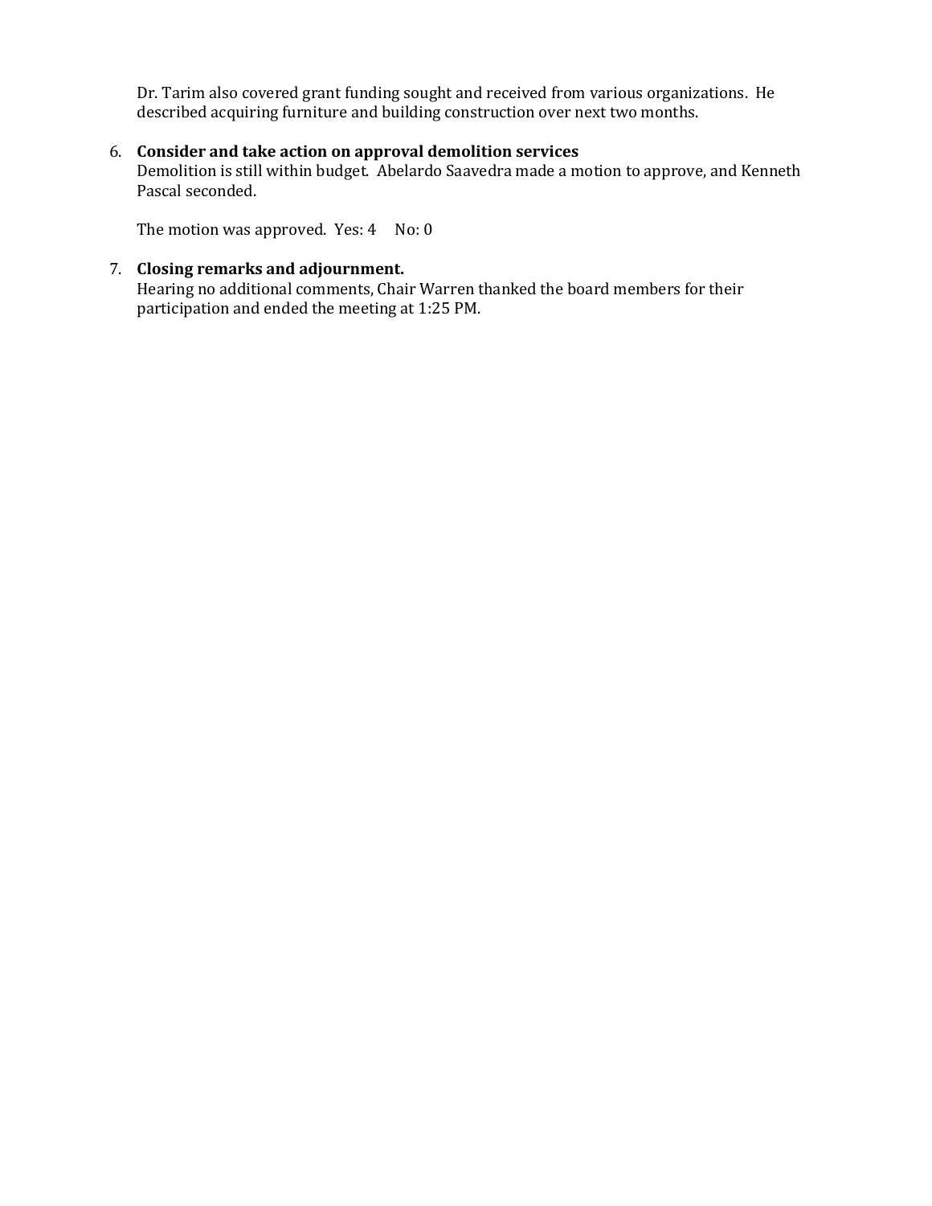Dr. Tarim also covered grant funding sought and received from various organizations. He described acquiring furniture and building construction over next two months.

6. **Consider and take action on approval demolition services**
   Demolition is still within budget. Abelardo Saavedra made a motion to approve, and Kenneth Pascal seconded.

   The motion was approved. Yes: 4 No: 0

7. **Closing remarks and adjournment.**
   Hearing no additional comments, Chair Warren thanked the board members for their participation and ended the meeting at 1:25 PM.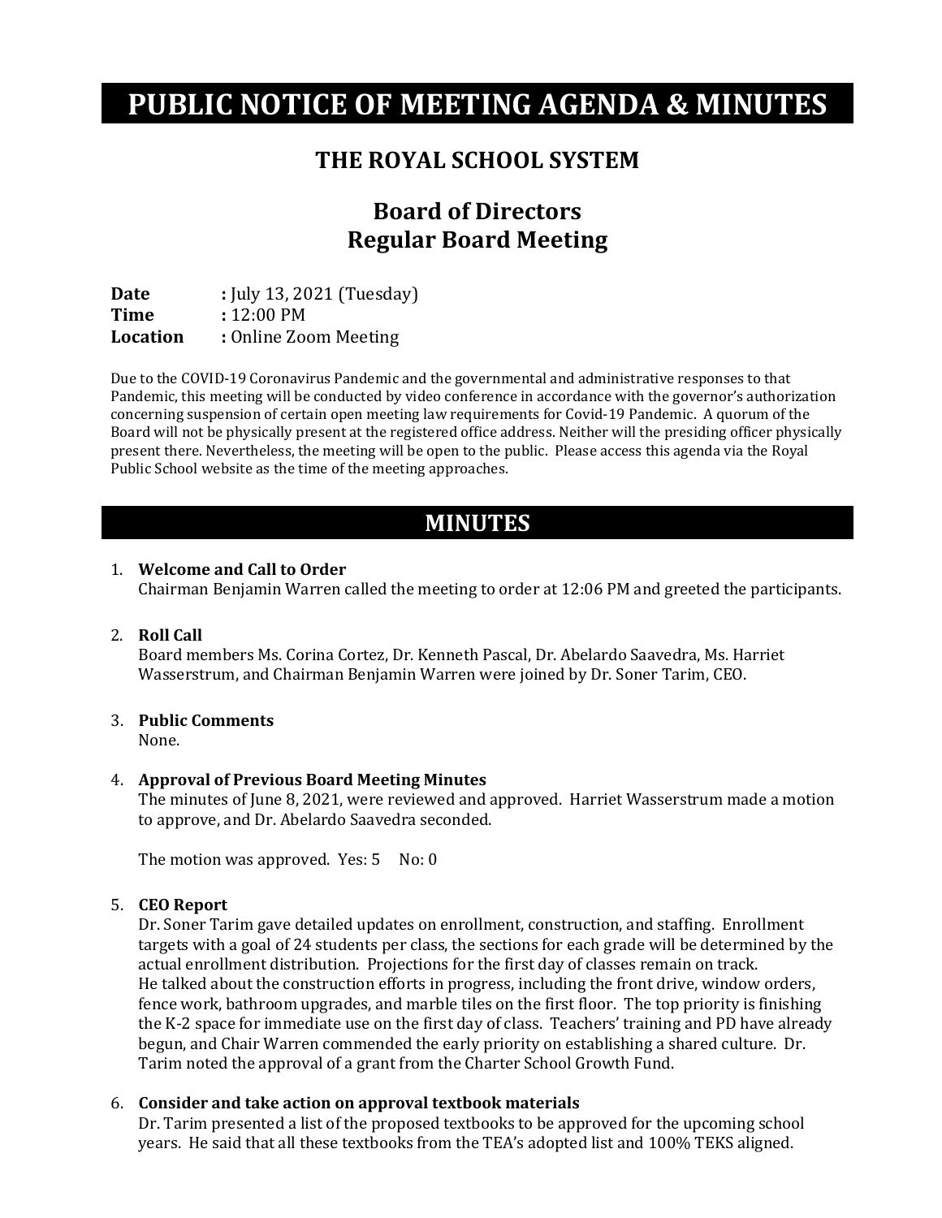# PUBLIC NOTICE OF MEETING AGENDA & MINUTES

## THE ROYAL SCHOOL SYSTEM

## Board of Directors
## Regular Board Meeting

**Date** : July 13, 2021 (Tuesday)
**Time** : 12:00 PM
**Location** : Online Zoom Meeting

Due to the COVID-19 Coronavirus Pandemic and the governmental and administrative responses to that Pandemic, this meeting will be conducted by video conference in accordance with the governor's authorization concerning suspension of certain open meeting law requirements for Covid-19 Pandemic. A quorum of the Board will not be physically present at the registered office address. Neither will the presiding officer physically present there. Nevertheless, the meeting will be open to the public. Please access this agenda via the Royal Public School website as the time of the meeting approaches.

# MINUTES

1. **Welcome and Call to Order**
   Chairman Benjamin Warren called the meeting to order at 12:06 PM and greeted the participants.

2. **Roll Call**
   Board members Ms. Corina Cortez, Dr. Kenneth Pascal, Dr. Abelardo Saavedra, Ms. Harriet Wasserstrum, and Chairman Benjamin Warren were joined by Dr. Soner Tarim, CEO.

3. **Public Comments**
   None.

4. **Approval of Previous Board Meeting Minutes**
   The minutes of June 8, 2021, were reviewed and approved. Harriet Wasserstrum made a motion to approve, and Dr. Abelardo Saavedra seconded.

   The motion was approved. Yes: 5 No: 0

5. **CEO Report**
   Dr. Soner Tarim gave detailed updates on enrollment, construction, and staffing. Enrollment targets with a goal of 24 students per class, the sections for each grade will be determined by the actual enrollment distribution. Projections for the first day of classes remain on track.
   He talked about the construction efforts in progress, including the front drive, window orders, fence work, bathroom upgrades, and marble tiles on the first floor. The top priority is finishing the K-2 space for immediate use on the first day of class. Teachers' training and PD have already begun, and Chair Warren commended the early priority on establishing a shared culture. Dr. Tarim noted the approval of a grant from the Charter School Growth Fund.

6. **Consider and take action on approval textbook materials**
   Dr. Tarim presented a list of the proposed textbooks to be approved for the upcoming school years. He said that all these textbooks from the TEA's adopted list and 100% TEKS aligned.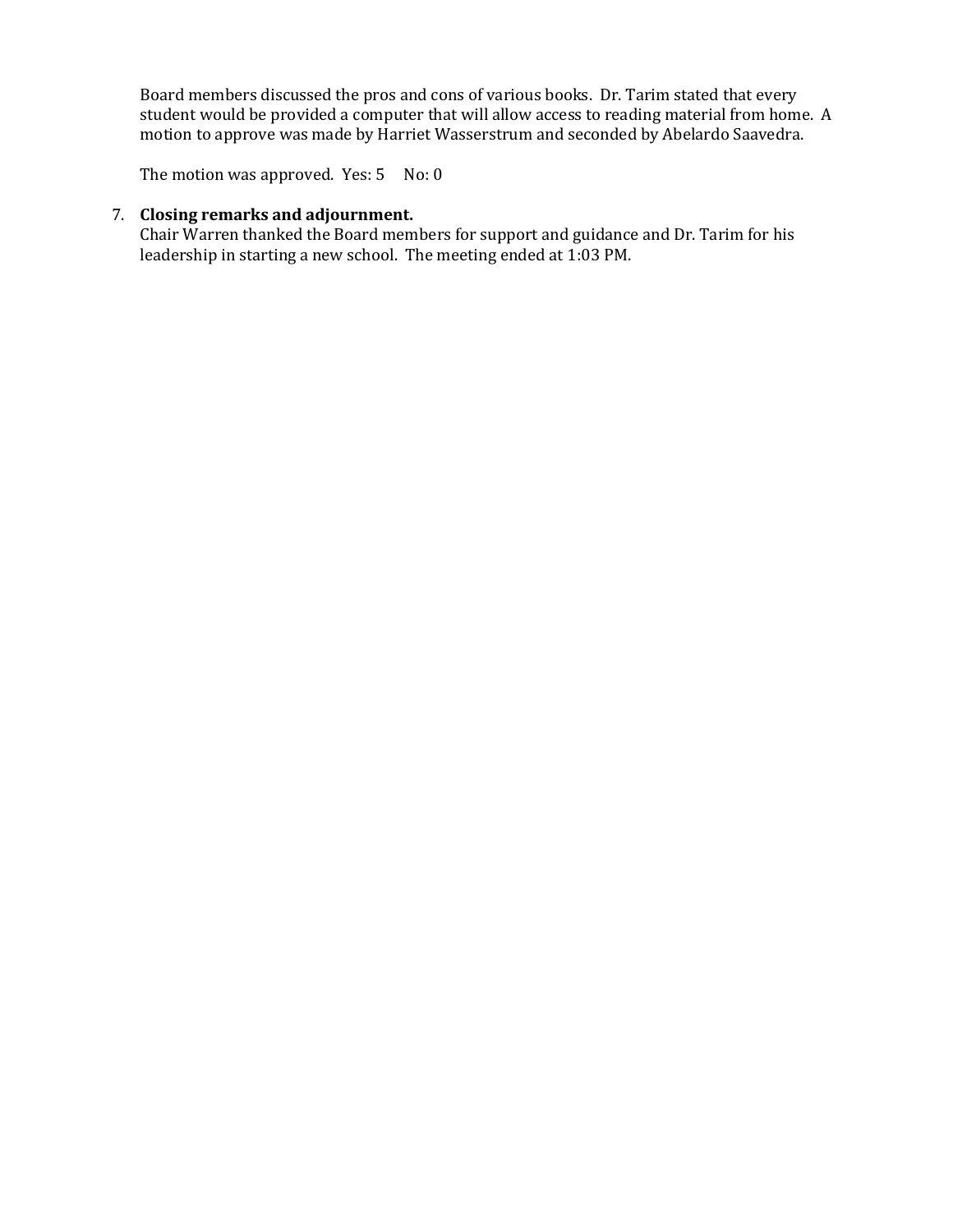Board members discussed the pros and cons of various books. Dr. Tarim stated that every student would be provided a computer that will allow access to reading material from home. A motion to approve was made by Harriet Wasserstrum and seconded by Abelardo Saavedra.

The motion was approved. Yes: 5 No: 0

7. **Closing remarks and adjournment.**
   Chair Warren thanked the Board members for support and guidance and Dr. Tarim for his leadership in starting a new school. The meeting ended at 1:03 PM.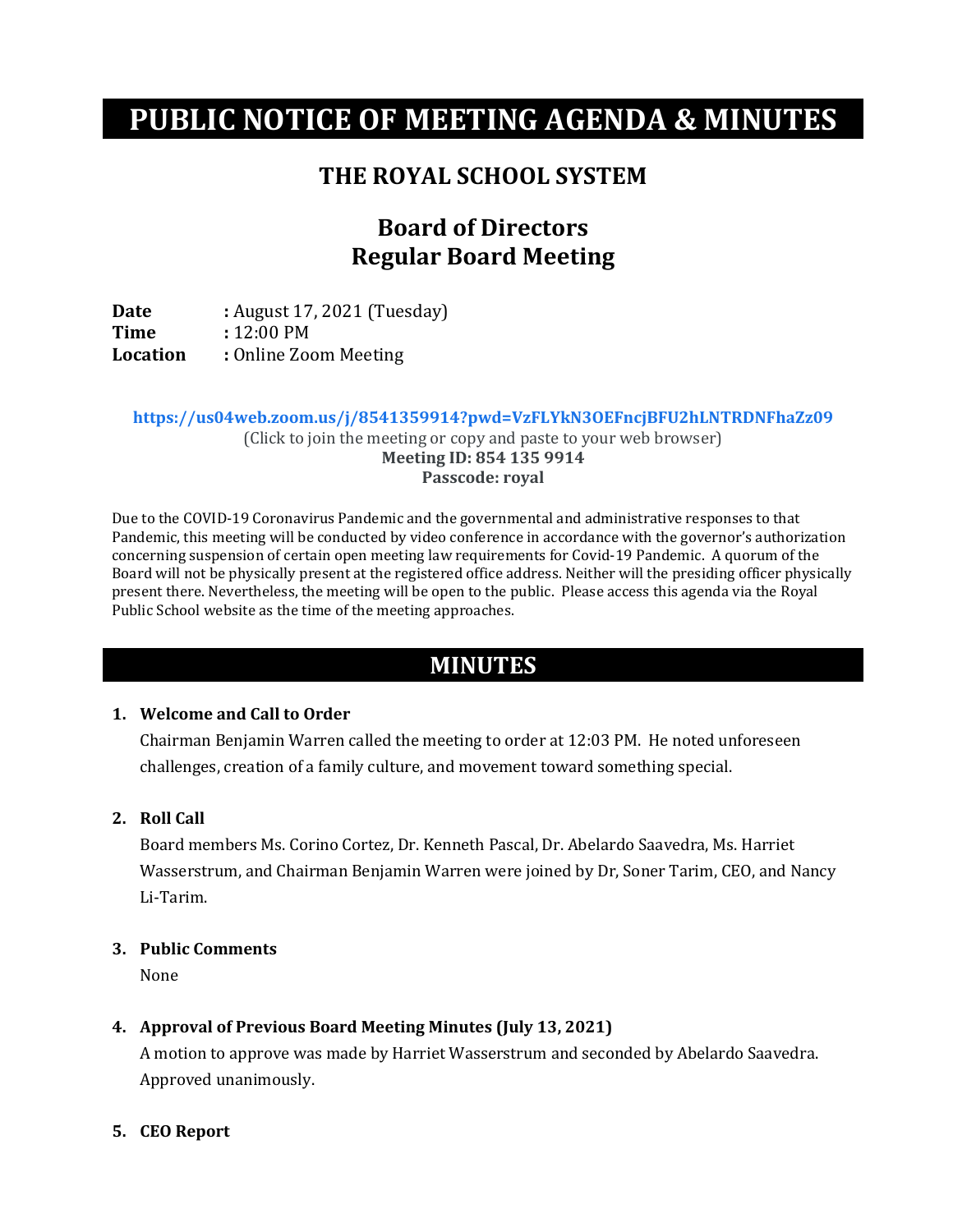# PUBLIC NOTICE OF MEETING AGENDA & MINUTES

## THE ROYAL SCHOOL SYSTEM

## Board of Directors
## Regular Board Meeting

**Date** : August 17, 2021 (Tuesday)
**Time** : 12:00 PM
**Location** : Online Zoom Meeting

**https://us04web.zoom.us/j/8541359914?pwd=VzFLYkN3OEFncjBFU2hLNTRDNFhaZz09**
(Click to join the meeting or copy and paste to your web browser)
**Meeting ID: 854 135 9914**
**Passcode: royal**

Due to the COVID-19 Coronavirus Pandemic and the governmental and administrative responses to that Pandemic, this meeting will be conducted by video conference in accordance with the governor's authorization concerning suspension of certain open meeting law requirements for Covid-19 Pandemic. A quorum of the Board will not be physically present at the registered office address. Neither will the presiding officer physically present there. Nevertheless, the meeting will be open to the public. Please access this agenda via the Royal Public School website as the time of the meeting approaches.

## MINUTES

1. **Welcome and Call to Order**
   Chairman Benjamin Warren called the meeting to order at 12:03 PM. He noted unforeseen challenges, creation of a family culture, and movement toward something special.

2. **Roll Call**
   Board members Ms. Corino Cortez, Dr. Kenneth Pascal, Dr. Abelardo Saavedra, Ms. Harriet Wasserstrum, and Chairman Benjamin Warren were joined by Dr, Soner Tarim, CEO, and Nancy Li-Tarim.

3. **Public Comments**
   None

4. **Approval of Previous Board Meeting Minutes (July 13, 2021)**
   A motion to approve was made by Harriet Wasserstrum and seconded by Abelardo Saavedra. Approved unanimously.

5. **CEO Report**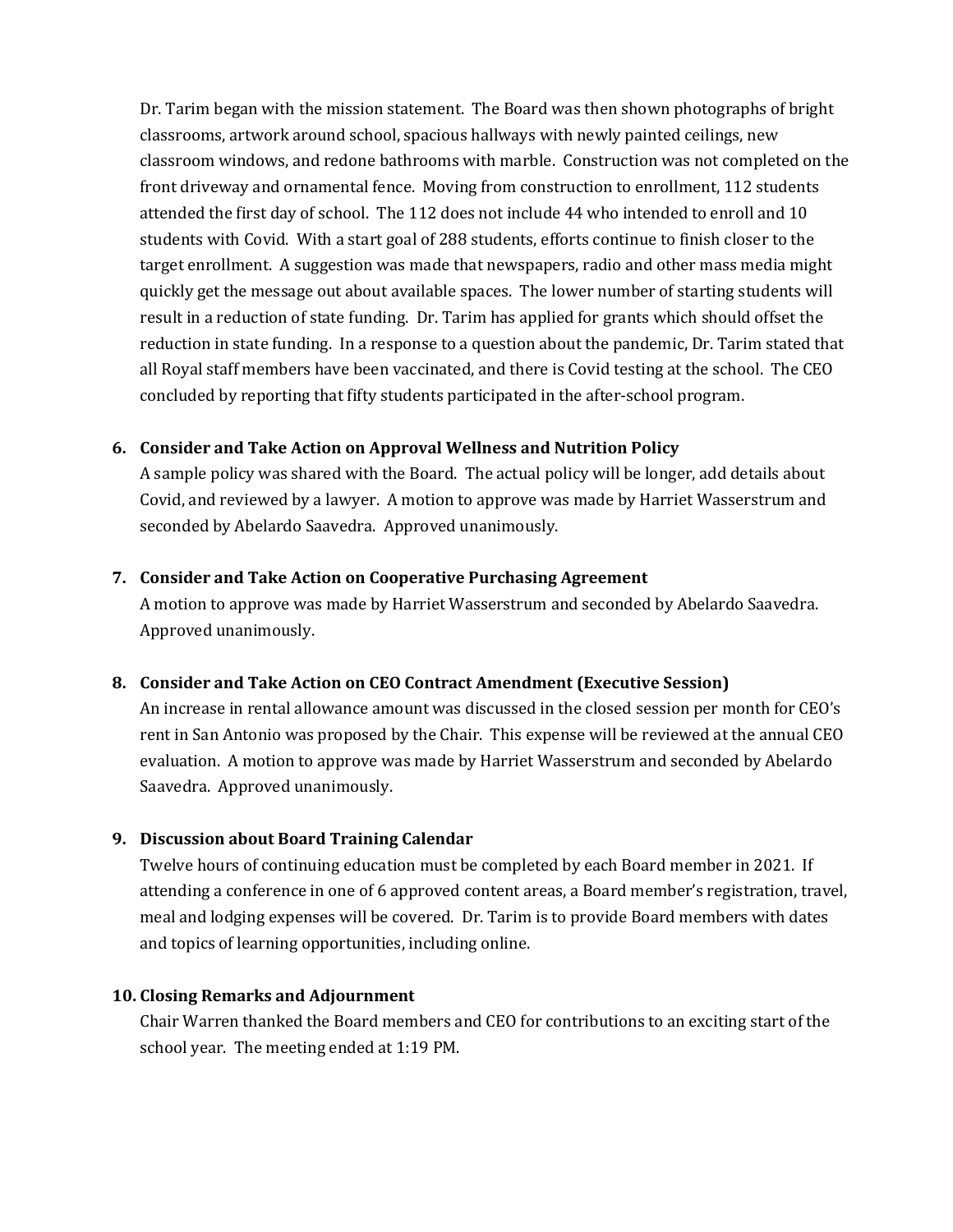Dr. Tarim began with the mission statement. The Board was then shown photographs of bright classrooms, artwork around school, spacious hallways with newly painted ceilings, new classroom windows, and redone bathrooms with marble. Construction was not completed on the front driveway and ornamental fence. Moving from construction to enrollment, 112 students attended the first day of school. The 112 does not include 44 who intended to enroll and 10 students with Covid. With a start goal of 288 students, efforts continue to finish closer to the target enrollment. A suggestion was made that newspapers, radio and other mass media might quickly get the message out about available spaces. The lower number of starting students will result in a reduction of state funding. Dr. Tarim has applied for grants which should offset the reduction in state funding. In a response to a question about the pandemic, Dr. Tarim stated that all Royal staff members have been vaccinated, and there is Covid testing at the school. The CEO concluded by reporting that fifty students participated in the after-school program.

6. **Consider and Take Action on Approval Wellness and Nutrition Policy**
   A sample policy was shared with the Board. The actual policy will be longer, add details about Covid, and reviewed by a lawyer. A motion to approve was made by Harriet Wasserstrum and seconded by Abelardo Saavedra. Approved unanimously.

7. **Consider and Take Action on Cooperative Purchasing Agreement**
   A motion to approve was made by Harriet Wasserstrum and seconded by Abelardo Saavedra. Approved unanimously.

8. **Consider and Take Action on CEO Contract Amendment (Executive Session)**
   An increase in rental allowance amount was discussed in the closed session per month for CEO's rent in San Antonio was proposed by the Chair. This expense will be reviewed at the annual CEO evaluation. A motion to approve was made by Harriet Wasserstrum and seconded by Abelardo Saavedra. Approved unanimously.

9. **Discussion about Board Training Calendar**
   Twelve hours of continuing education must be completed by each Board member in 2021. If attending a conference in one of 6 approved content areas, a Board member's registration, travel, meal and lodging expenses will be covered. Dr. Tarim is to provide Board members with dates and topics of learning opportunities, including online.

10. **Closing Remarks and Adjournment**
    Chair Warren thanked the Board members and CEO for contributions to an exciting start of the school year. The meeting ended at 1:19 PM.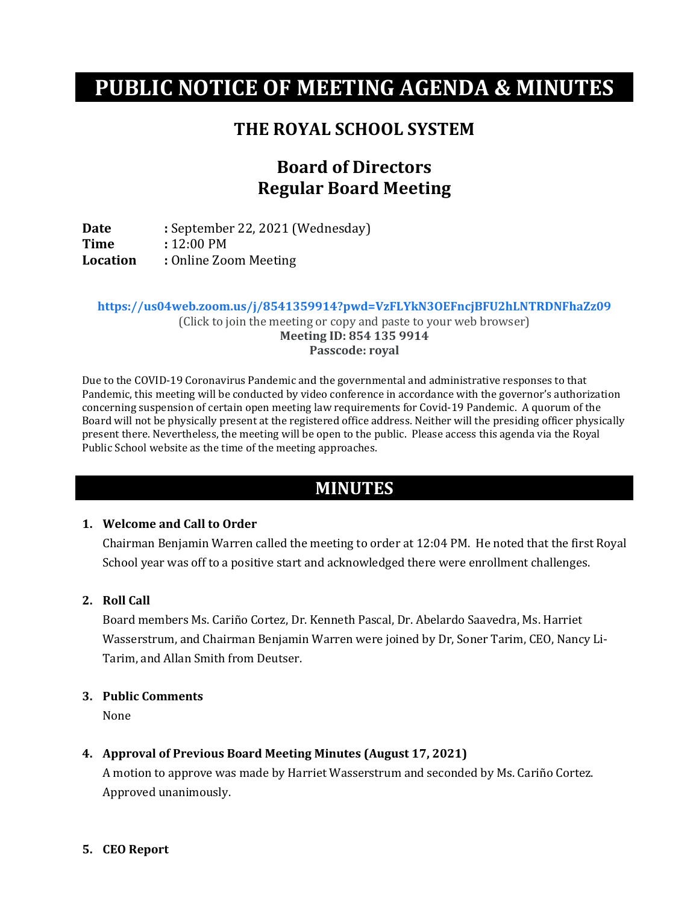# PUBLIC NOTICE OF MEETING AGENDA & MINUTES

## THE ROYAL SCHOOL SYSTEM

## Board of Directors
## Regular Board Meeting

**Date** : September 22, 2021 (Wednesday)
**Time** : 12:00 PM
**Location** : Online Zoom Meeting

**https://us04web.zoom.us/j/8541359914?pwd=VzFLYkN3OEFncjBFU2hLNTRDNFhaZz09**
(Click to join the meeting or copy and paste to your web browser)
**Meeting ID: 854 135 9914**
**Passcode: royal**

Due to the COVID-19 Coronavirus Pandemic and the governmental and administrative responses to that Pandemic, this meeting will be conducted by video conference in accordance with the governor's authorization concerning suspension of certain open meeting law requirements for Covid-19 Pandemic. A quorum of the Board will not be physically present at the registered office address. Neither will the presiding officer physically present there. Nevertheless, the meeting will be open to the public. Please access this agenda via the Royal Public School website as the time of the meeting approaches.

## MINUTES

1. **Welcome and Call to Order**
   Chairman Benjamin Warren called the meeting to order at 12:04 PM. He noted that the first Royal School year was off to a positive start and acknowledged there were enrollment challenges.

2. **Roll Call**
   Board members Ms. Cariño Cortez, Dr. Kenneth Pascal, Dr. Abelardo Saavedra, Ms. Harriet Wasserstrum, and Chairman Benjamin Warren were joined by Dr, Soner Tarim, CEO, Nancy Li-Tarim, and Allan Smith from Deutser.

3. **Public Comments**
   None

4. **Approval of Previous Board Meeting Minutes (August 17, 2021)**
   A motion to approve was made by Harriet Wasserstrum and seconded by Ms. Cariño Cortez. Approved unanimously.

5. **CEO Report**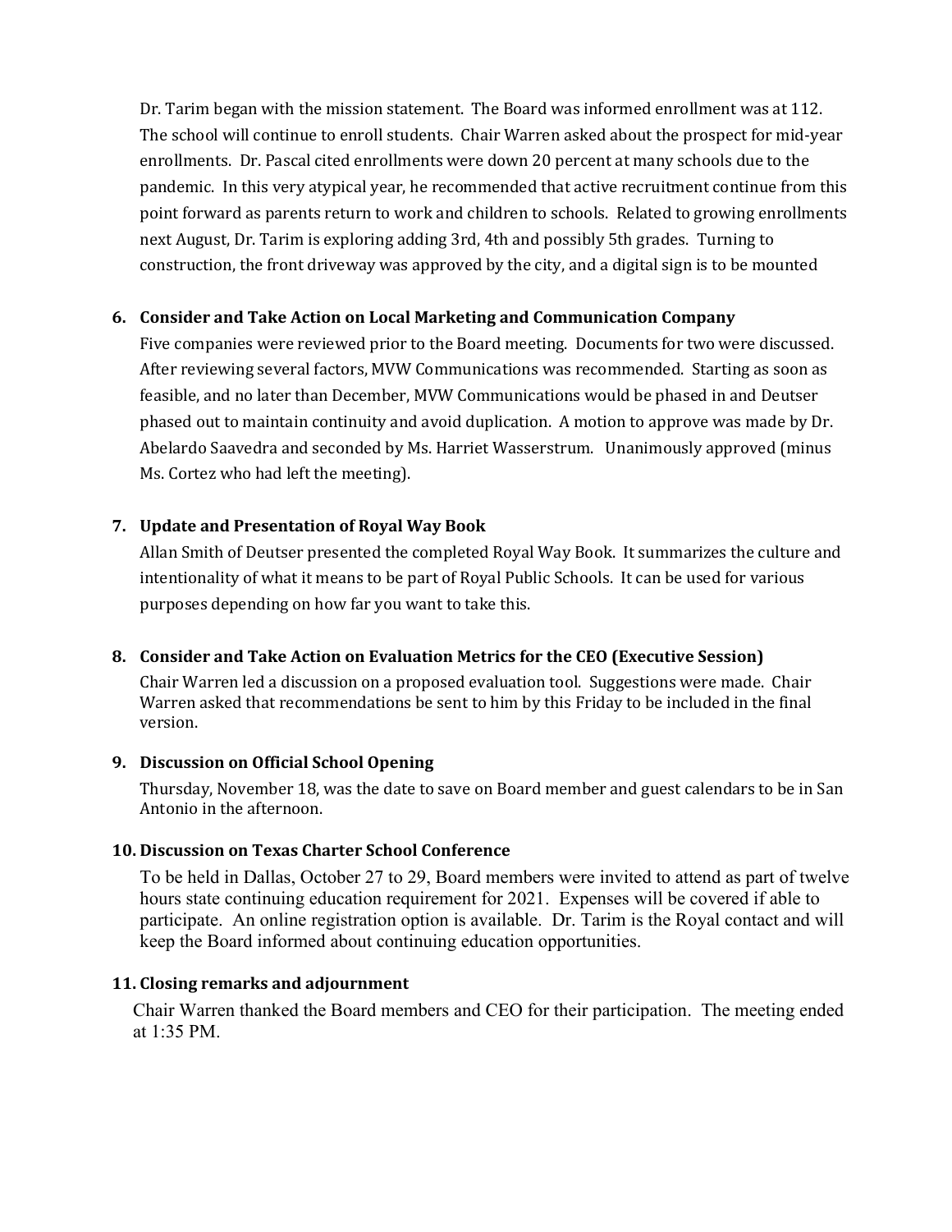Dr. Tarim began with the mission statement. The Board was informed enrollment was at 112. The school will continue to enroll students. Chair Warren asked about the prospect for mid-year enrollments. Dr. Pascal cited enrollments were down 20 percent at many schools due to the pandemic. In this very atypical year, he recommended that active recruitment continue from this point forward as parents return to work and children to schools. Related to growing enrollments next August, Dr. Tarim is exploring adding 3rd, 4th and possibly 5th grades. Turning to construction, the front driveway was approved by the city, and a digital sign is to be mounted

6. **Consider and Take Action on Local Marketing and Communication Company**

   Five companies were reviewed prior to the Board meeting. Documents for two were discussed. After reviewing several factors, MVW Communications was recommended. Starting as soon as feasible, and no later than December, MVW Communications would be phased in and Deutser phased out to maintain continuity and avoid duplication. A motion to approve was made by Dr. Abelardo Saavedra and seconded by Ms. Harriet Wasserstrum. Unanimously approved (minus Ms. Cortez who had left the meeting).

7. **Update and Presentation of Royal Way Book**

   Allan Smith of Deutser presented the completed Royal Way Book. It summarizes the culture and intentionality of what it means to be part of Royal Public Schools. It can be used for various purposes depending on how far you want to take this.

8. **Consider and Take Action on Evaluation Metrics for the CEO (Executive Session)**

   Chair Warren led a discussion on a proposed evaluation tool. Suggestions were made. Chair Warren asked that recommendations be sent to him by this Friday to be included in the final version.

9. **Discussion on Official School Opening**

   Thursday, November 18, was the date to save on Board member and guest calendars to be in San Antonio in the afternoon.

10. **Discussion on Texas Charter School Conference**

    To be held in Dallas, October 27 to 29, Board members were invited to attend as part of twelve hours state continuing education requirement for 2021. Expenses will be covered if able to participate. An online registration option is available. Dr. Tarim is the Royal contact and will keep the Board informed about continuing education opportunities.

11. **Closing remarks and adjournment**

    Chair Warren thanked the Board members and CEO for their participation. The meeting ended at 1:35 PM.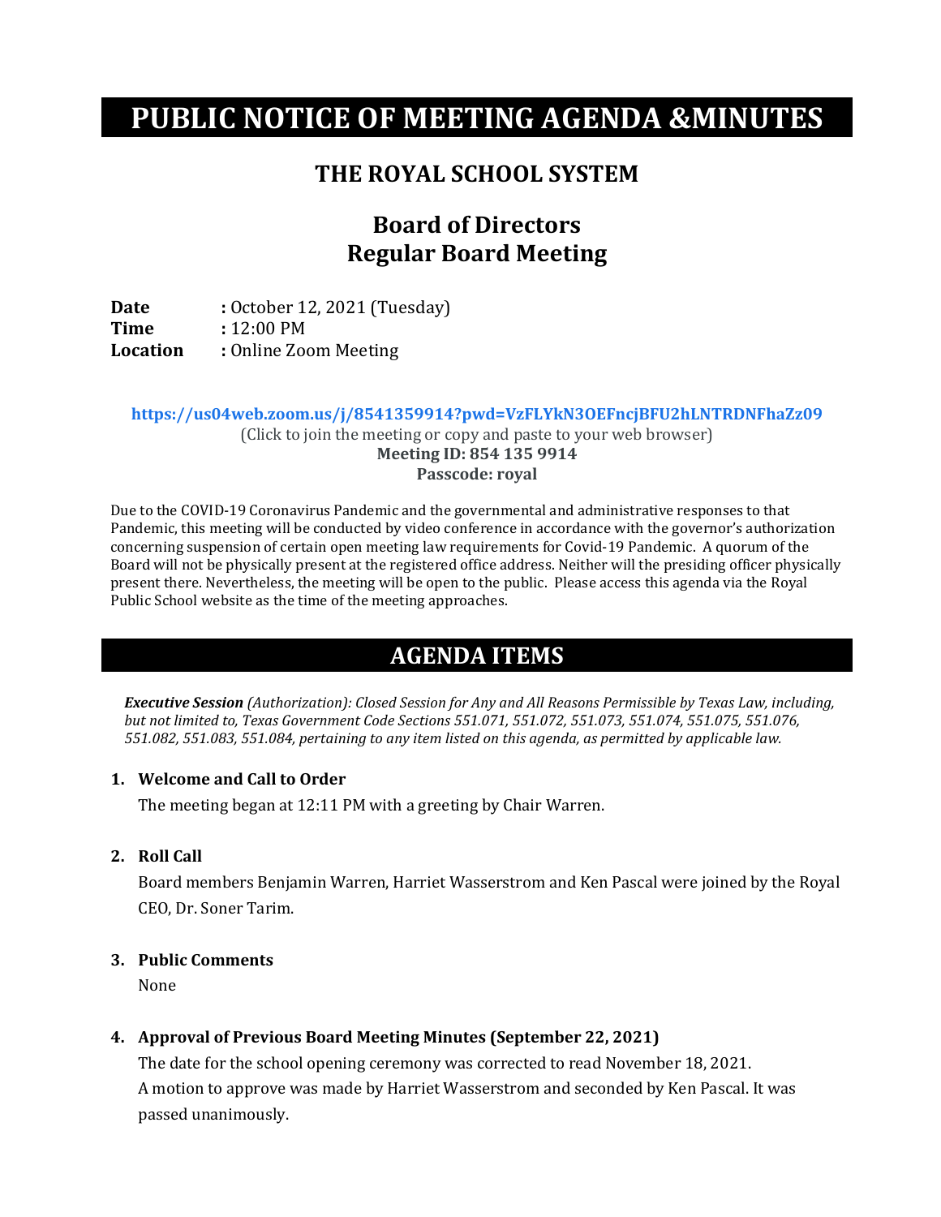# PUBLIC NOTICE OF MEETING AGENDA &MINUTES

## THE ROYAL SCHOOL SYSTEM

## Board of Directors
## Regular Board Meeting

**Date** : October 12, 2021 (Tuesday)
**Time** : 12:00 PM
**Location** : Online Zoom Meeting

**https://us04web.zoom.us/j/8541359914?pwd=VzFLYkN3OEFncjBFU2hLNTRDNFhaZz09**
(Click to join the meeting or copy and paste to your web browser)
**Meeting ID: 854 135 9914**
**Passcode: royal**

Due to the COVID-19 Coronavirus Pandemic and the governmental and administrative responses to that Pandemic, this meeting will be conducted by video conference in accordance with the governor's authorization concerning suspension of certain open meeting law requirements for Covid-19 Pandemic. A quorum of the Board will not be physically present at the registered office address. Neither will the presiding officer physically present there. Nevertheless, the meeting will be open to the public. Please access this agenda via the Royal Public School website as the time of the meeting approaches.

## AGENDA ITEMS

***Executive Session*** *(Authorization): Closed Session for Any and All Reasons Permissible by Texas Law, including, but not limited to, Texas Government Code Sections 551.071, 551.072, 551.073, 551.074, 551.075, 551.076, 551.082, 551.083, 551.084, pertaining to any item listed on this agenda, as permitted by applicable law.*

1. **Welcome and Call to Order**

   The meeting began at 12:11 PM with a greeting by Chair Warren.

2. **Roll Call**

   Board members Benjamin Warren, Harriet Wasserstrom and Ken Pascal were joined by the Royal CEO, Dr. Soner Tarim.

3. **Public Comments**

   None

4. **Approval of Previous Board Meeting Minutes (September 22, 2021)**

   The date for the school opening ceremony was corrected to read November 18, 2021.
   A motion to approve was made by Harriet Wasserstrom and seconded by Ken Pascal. It was passed unanimously.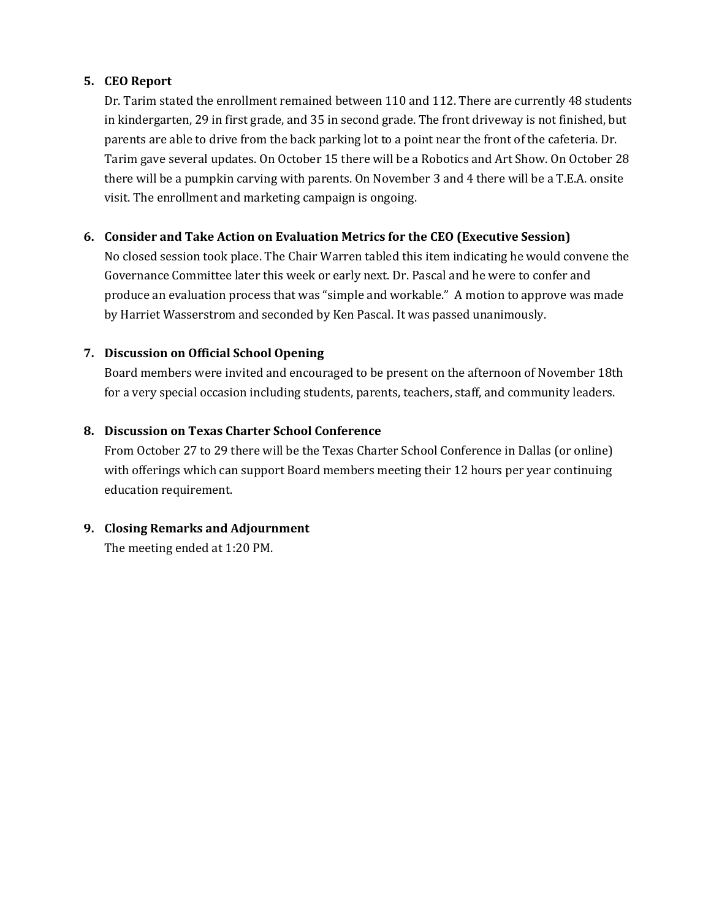5. **CEO Report**

   Dr. Tarim stated the enrollment remained between 110 and 112. There are currently 48 students in kindergarten, 29 in first grade, and 35 in second grade. The front driveway is not finished, but parents are able to drive from the back parking lot to a point near the front of the cafeteria. Dr. Tarim gave several updates. On October 15 there will be a Robotics and Art Show. On October 28 there will be a pumpkin carving with parents. On November 3 and 4 there will be a T.E.A. onsite visit. The enrollment and marketing campaign is ongoing.

6. **Consider and Take Action on Evaluation Metrics for the CEO (Executive Session)**

   No closed session took place. The Chair Warren tabled this item indicating he would convene the Governance Committee later this week or early next. Dr. Pascal and he were to confer and produce an evaluation process that was "simple and workable." A motion to approve was made by Harriet Wasserstrom and seconded by Ken Pascal. It was passed unanimously.

7. **Discussion on Official School Opening**

   Board members were invited and encouraged to be present on the afternoon of November 18th for a very special occasion including students, parents, teachers, staff, and community leaders.

8. **Discussion on Texas Charter School Conference**

   From October 27 to 29 there will be the Texas Charter School Conference in Dallas (or online) with offerings which can support Board members meeting their 12 hours per year continuing education requirement.

9. **Closing Remarks and Adjournment**

   The meeting ended at 1:20 PM.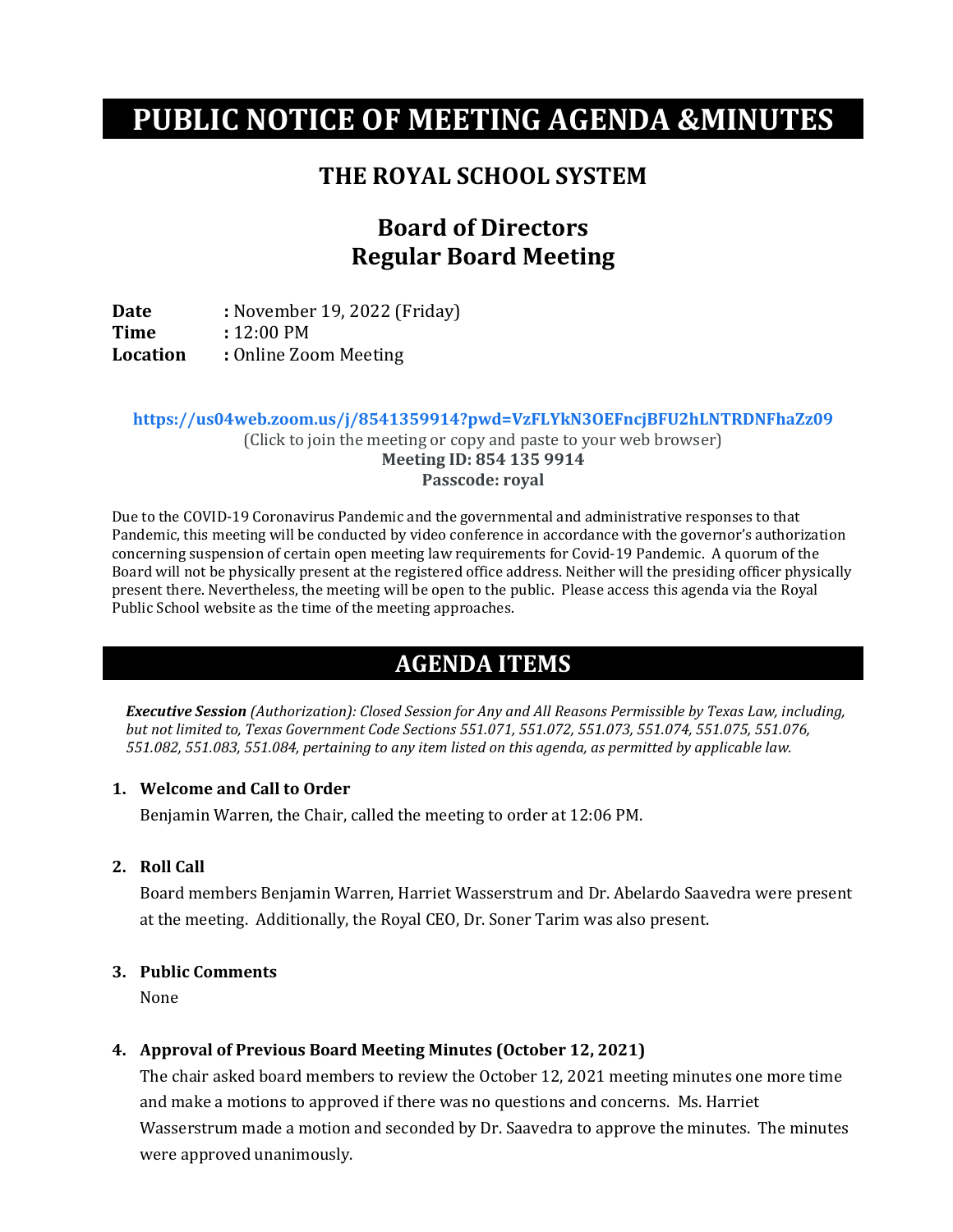# PUBLIC NOTICE OF MEETING AGENDA &MINUTES

## THE ROYAL SCHOOL SYSTEM

## Board of Directors
## Regular Board Meeting

**Date** : November 19, 2022 (Friday)
**Time** : 12:00 PM
**Location** : Online Zoom Meeting

**https://us04web.zoom.us/j/8541359914?pwd=VzFLYkN3OEFncjBFU2hLNTRDNFhaZz09**
(Click to join the meeting or copy and paste to your web browser)
**Meeting ID: 854 135 9914**
**Passcode: royal**

Due to the COVID-19 Coronavirus Pandemic and the governmental and administrative responses to that Pandemic, this meeting will be conducted by video conference in accordance with the governor's authorization concerning suspension of certain open meeting law requirements for Covid-19 Pandemic. A quorum of the Board will not be physically present at the registered office address. Neither will the presiding officer physically present there. Nevertheless, the meeting will be open to the public. Please access this agenda via the Royal Public School website as the time of the meeting approaches.

# AGENDA ITEMS

***Executive Session*** *(Authorization): Closed Session for Any and All Reasons Permissible by Texas Law, including, but not limited to, Texas Government Code Sections 551.071, 551.072, 551.073, 551.074, 551.075, 551.076, 551.082, 551.083, 551.084, pertaining to any item listed on this agenda, as permitted by applicable law.*

1. **Welcome and Call to Order**

   Benjamin Warren, the Chair, called the meeting to order at 12:06 PM.

2. **Roll Call**

   Board members Benjamin Warren, Harriet Wasserstrum and Dr. Abelardo Saavedra were present at the meeting. Additionally, the Royal CEO, Dr. Soner Tarim was also present.

3. **Public Comments**

   None

4. **Approval of Previous Board Meeting Minutes (October 12, 2021)**

   The chair asked board members to review the October 12, 2021 meeting minutes one more time and make a motions to approved if there was no questions and concerns. Ms. Harriet Wasserstrum made a motion and seconded by Dr. Saavedra to approve the minutes. The minutes were approved unanimously.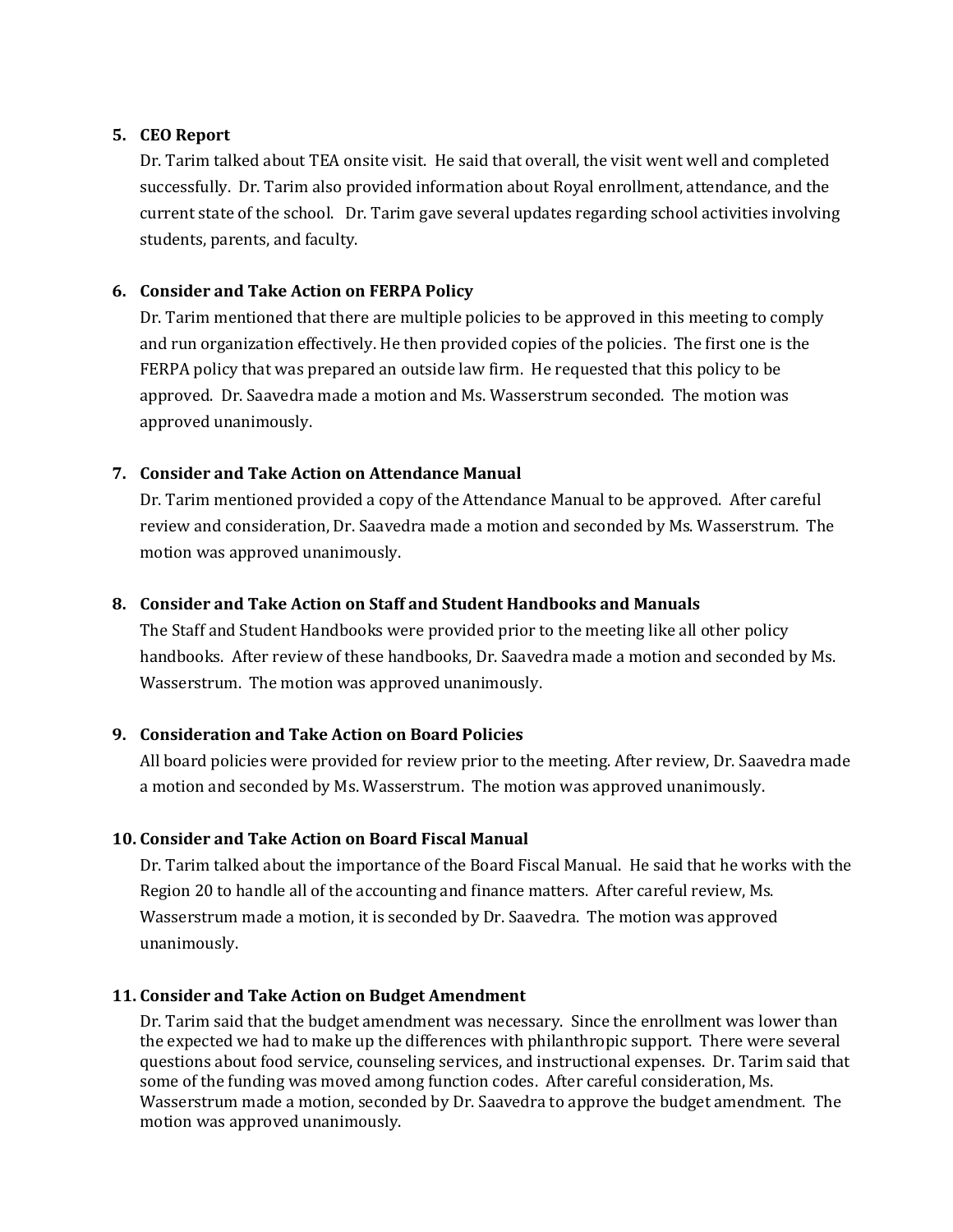5. **CEO Report**

   Dr. Tarim talked about TEA onsite visit. He said that overall, the visit went well and completed successfully. Dr. Tarim also provided information about Royal enrollment, attendance, and the current state of the school. Dr. Tarim gave several updates regarding school activities involving students, parents, and faculty.

6. **Consider and Take Action on FERPA Policy**

   Dr. Tarim mentioned that there are multiple policies to be approved in this meeting to comply and run organization effectively. He then provided copies of the policies. The first one is the FERPA policy that was prepared an outside law firm. He requested that this policy to be approved. Dr. Saavedra made a motion and Ms. Wasserstrum seconded. The motion was approved unanimously.

7. **Consider and Take Action on Attendance Manual**

   Dr. Tarim mentioned provided a copy of the Attendance Manual to be approved. After careful review and consideration, Dr. Saavedra made a motion and seconded by Ms. Wasserstrum. The motion was approved unanimously.

8. **Consider and Take Action on Staff and Student Handbooks and Manuals**

   The Staff and Student Handbooks were provided prior to the meeting like all other policy handbooks. After review of these handbooks, Dr. Saavedra made a motion and seconded by Ms. Wasserstrum. The motion was approved unanimously.

9. **Consideration and Take Action on Board Policies**

   All board policies were provided for review prior to the meeting. After review, Dr. Saavedra made a motion and seconded by Ms. Wasserstrum. The motion was approved unanimously.

10. **Consider and Take Action on Board Fiscal Manual**

    Dr. Tarim talked about the importance of the Board Fiscal Manual. He said that he works with the Region 20 to handle all of the accounting and finance matters. After careful review, Ms. Wasserstrum made a motion, it is seconded by Dr. Saavedra. The motion was approved unanimously.

11. **Consider and Take Action on Budget Amendment**

    Dr. Tarim said that the budget amendment was necessary. Since the enrollment was lower than the expected we had to make up the differences with philanthropic support. There were several questions about food service, counseling services, and instructional expenses. Dr. Tarim said that some of the funding was moved among function codes. After careful consideration, Ms. Wasserstrum made a motion, seconded by Dr. Saavedra to approve the budget amendment. The motion was approved unanimously.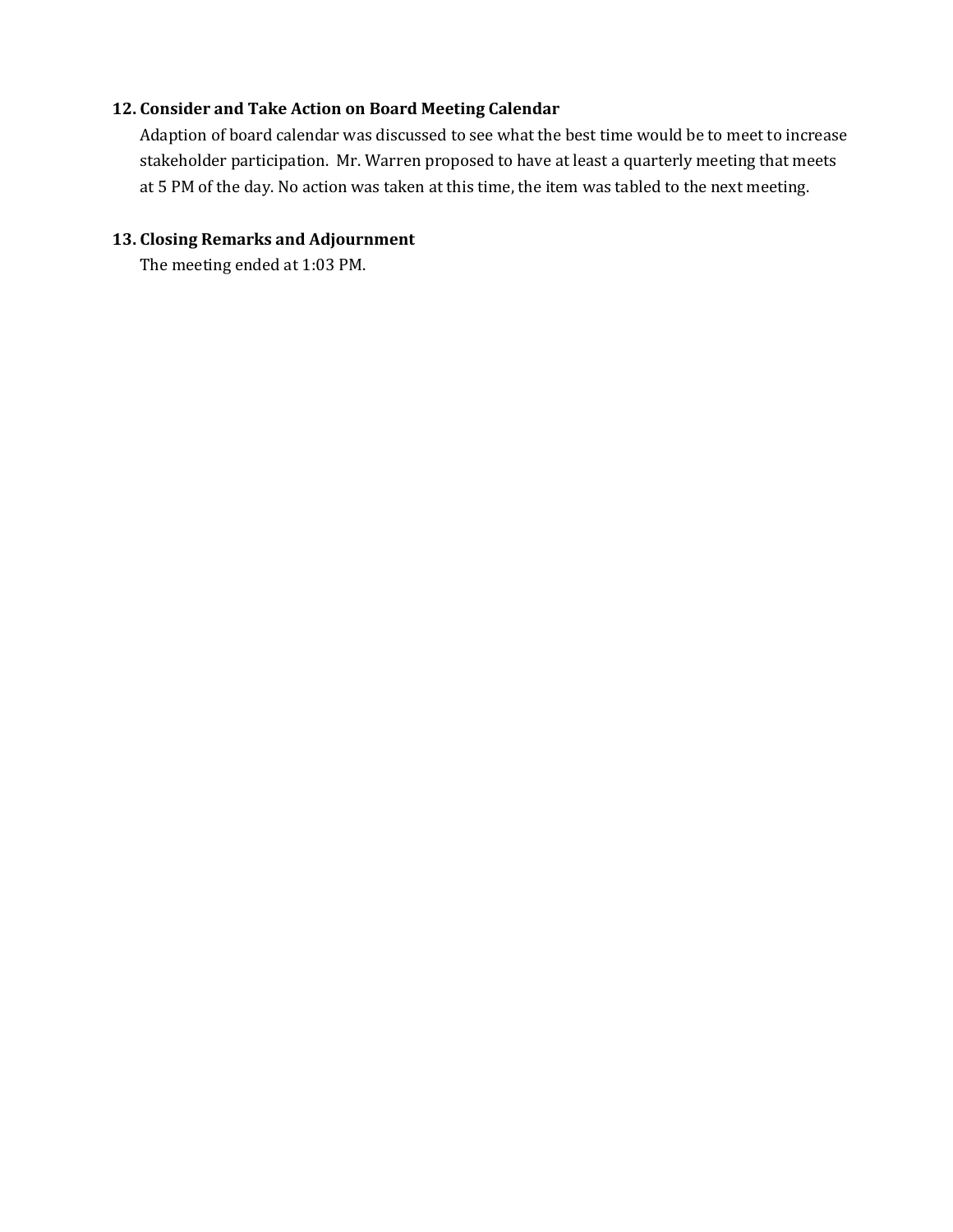**12. Consider and Take Action on Board Meeting Calendar**

Adaption of board calendar was discussed to see what the best time would be to meet to increase stakeholder participation. Mr. Warren proposed to have at least a quarterly meeting that meets at 5 PM of the day. No action was taken at this time, the item was tabled to the next meeting.

**13. Closing Remarks and Adjournment**

The meeting ended at 1:03 PM.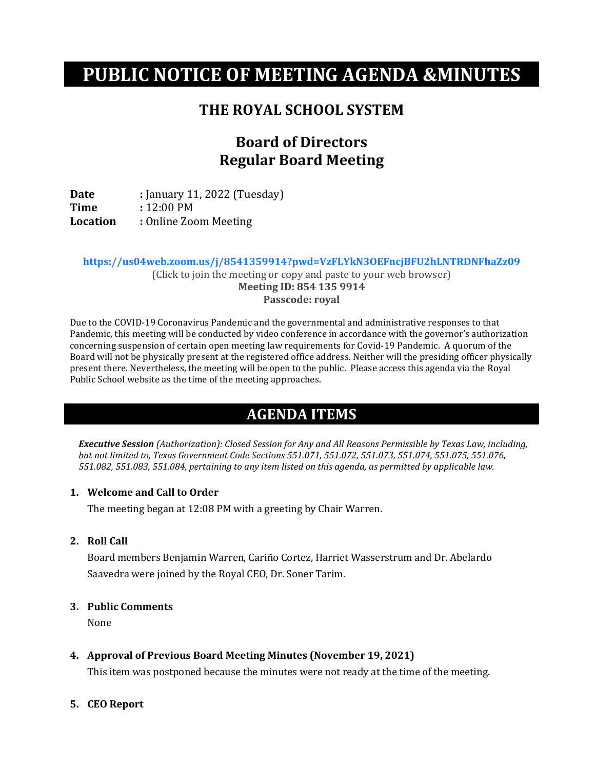# PUBLIC NOTICE OF MEETING AGENDA &MINUTES

## THE ROYAL SCHOOL SYSTEM

## Board of Directors
## Regular Board Meeting

**Date** : January 11, 2022 (Tuesday)
**Time** : 12:00 PM
**Location** : Online Zoom Meeting

**https://us04web.zoom.us/j/8541359914?pwd=VzFLYkN3OEFncjBFU2hLNTRDNFhaZz09**
(Click to join the meeting or copy and paste to your web browser)
**Meeting ID: 854 135 9914**
**Passcode: royal**

Due to the COVID-19 Coronavirus Pandemic and the governmental and administrative responses to that Pandemic, this meeting will be conducted by video conference in accordance with the governor's authorization concerning suspension of certain open meeting law requirements for Covid-19 Pandemic. A quorum of the Board will not be physically present at the registered office address. Neither will the presiding officer physically present there. Nevertheless, the meeting will be open to the public. Please access this agenda via the Royal Public School website as the time of the meeting approaches.

## AGENDA ITEMS

***Executive Session*** *(Authorization): Closed Session for Any and All Reasons Permissible by Texas Law, including, but not limited to, Texas Government Code Sections 551.071, 551.072, 551.073, 551.074, 551.075, 551.076, 551.082, 551.083, 551.084, pertaining to any item listed on this agenda, as permitted by applicable law.*

1. **Welcome and Call to Order**

   The meeting began at 12:08 PM with a greeting by Chair Warren.

2. **Roll Call**

   Board members Benjamin Warren, Cariño Cortez, Harriet Wasserstrum and Dr. Abelardo Saavedra were joined by the Royal CEO, Dr. Soner Tarim.

3. **Public Comments**

   None

4. **Approval of Previous Board Meeting Minutes (November 19, 2021)**

   This item was postponed because the minutes were not ready at the time of the meeting.

5. **CEO Report**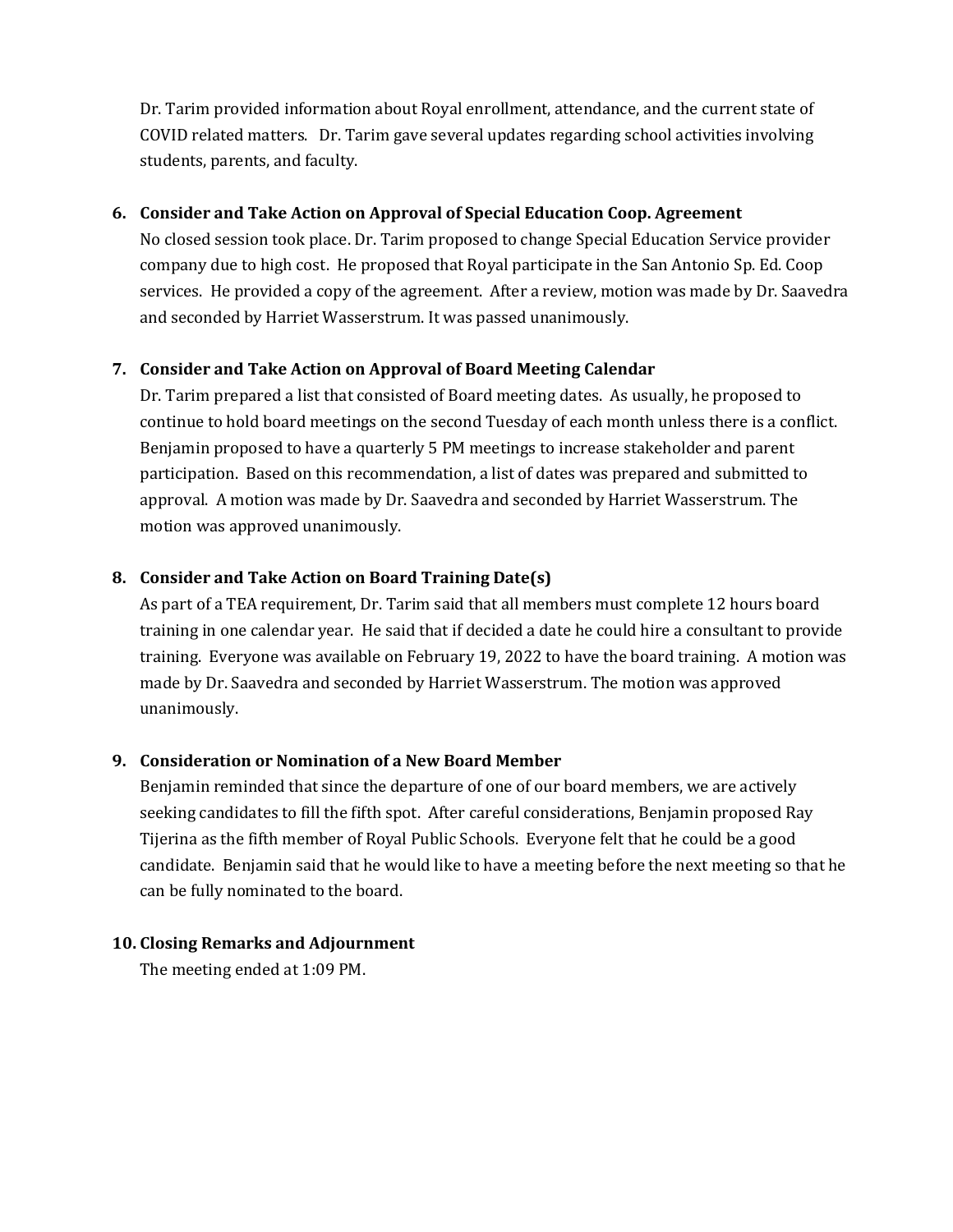Dr. Tarim provided information about Royal enrollment, attendance, and the current state of COVID related matters. Dr. Tarim gave several updates regarding school activities involving students, parents, and faculty.

6. **Consider and Take Action on Approval of Special Education Coop. Agreement**
   No closed session took place. Dr. Tarim proposed to change Special Education Service provider company due to high cost. He proposed that Royal participate in the San Antonio Sp. Ed. Coop services. He provided a copy of the agreement. After a review, motion was made by Dr. Saavedra and seconded by Harriet Wasserstrum. It was passed unanimously.

7. **Consider and Take Action on Approval of Board Meeting Calendar**
   Dr. Tarim prepared a list that consisted of Board meeting dates. As usually, he proposed to continue to hold board meetings on the second Tuesday of each month unless there is a conflict. Benjamin proposed to have a quarterly 5 PM meetings to increase stakeholder and parent participation. Based on this recommendation, a list of dates was prepared and submitted to approval. A motion was made by Dr. Saavedra and seconded by Harriet Wasserstrum. The motion was approved unanimously.

8. **Consider and Take Action on Board Training Date(s)**
   As part of a TEA requirement, Dr. Tarim said that all members must complete 12 hours board training in one calendar year. He said that if decided a date he could hire a consultant to provide training. Everyone was available on February 19, 2022 to have the board training. A motion was made by Dr. Saavedra and seconded by Harriet Wasserstrum. The motion was approved unanimously.

9. **Consideration or Nomination of a New Board Member**
   Benjamin reminded that since the departure of one of our board members, we are actively seeking candidates to fill the fifth spot. After careful considerations, Benjamin proposed Ray Tijerina as the fifth member of Royal Public Schools. Everyone felt that he could be a good candidate. Benjamin said that he would like to have a meeting before the next meeting so that he can be fully nominated to the board.

10. **Closing Remarks and Adjournment**
    The meeting ended at 1:09 PM.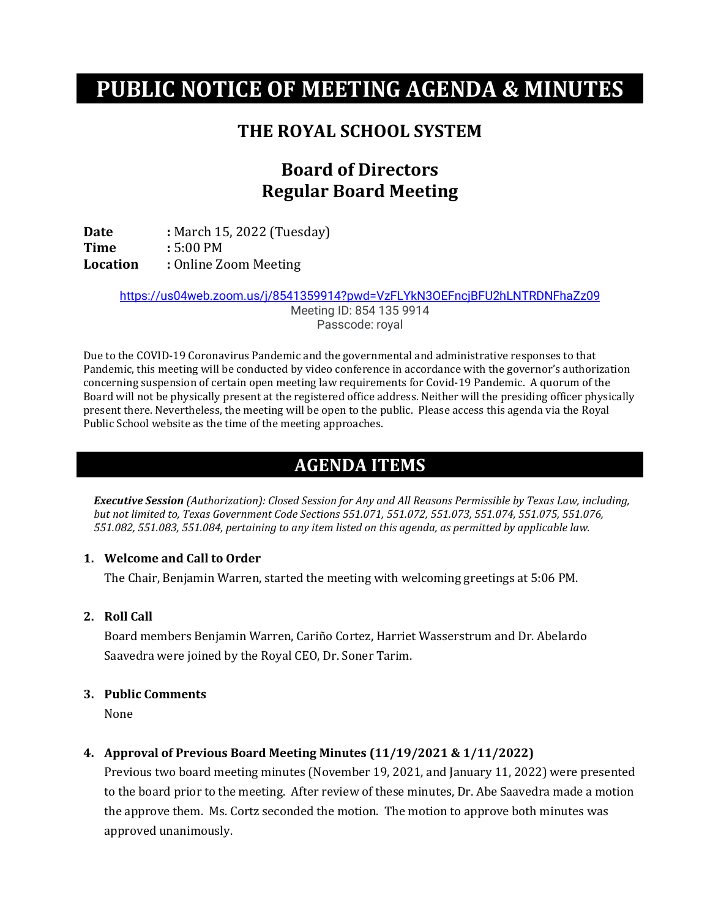# PUBLIC NOTICE OF MEETING AGENDA & MINUTES

## THE ROYAL SCHOOL SYSTEM

## Board of Directors
## Regular Board Meeting

**Date** : March 15, 2022 (Tuesday)
**Time** : 5:00 PM
**Location** : Online Zoom Meeting

https://us04web.zoom.us/j/8541359914?pwd=VzFLYkN3OEFncjBFU2hLNTRDNFhaZz09
Meeting ID: 854 135 9914
Passcode: royal

Due to the COVID-19 Coronavirus Pandemic and the governmental and administrative responses to that Pandemic, this meeting will be conducted by video conference in accordance with the governor's authorization concerning suspension of certain open meeting law requirements for Covid-19 Pandemic. A quorum of the Board will not be physically present at the registered office address. Neither will the presiding officer physically present there. Nevertheless, the meeting will be open to the public. Please access this agenda via the Royal Public School website as the time of the meeting approaches.

# AGENDA ITEMS

***Executive Session** (Authorization): Closed Session for Any and All Reasons Permissible by Texas Law, including, but not limited to, Texas Government Code Sections 551.071, 551.072, 551.073, 551.074, 551.075, 551.076, 551.082, 551.083, 551.084, pertaining to any item listed on this agenda, as permitted by applicable law.*

1. **Welcome and Call to Order**

   The Chair, Benjamin Warren, started the meeting with welcoming greetings at 5:06 PM.

2. **Roll Call**

   Board members Benjamin Warren, Cariño Cortez, Harriet Wasserstrum and Dr. Abelardo Saavedra were joined by the Royal CEO, Dr. Soner Tarim.

3. **Public Comments**

   None

4. **Approval of Previous Board Meeting Minutes (11/19/2021 & 1/11/2022)**

   Previous two board meeting minutes (November 19, 2021, and January 11, 2022) were presented to the board prior to the meeting. After review of these minutes, Dr. Abe Saavedra made a motion the approve them. Ms. Cortz seconded the motion. The motion to approve both minutes was approved unanimously.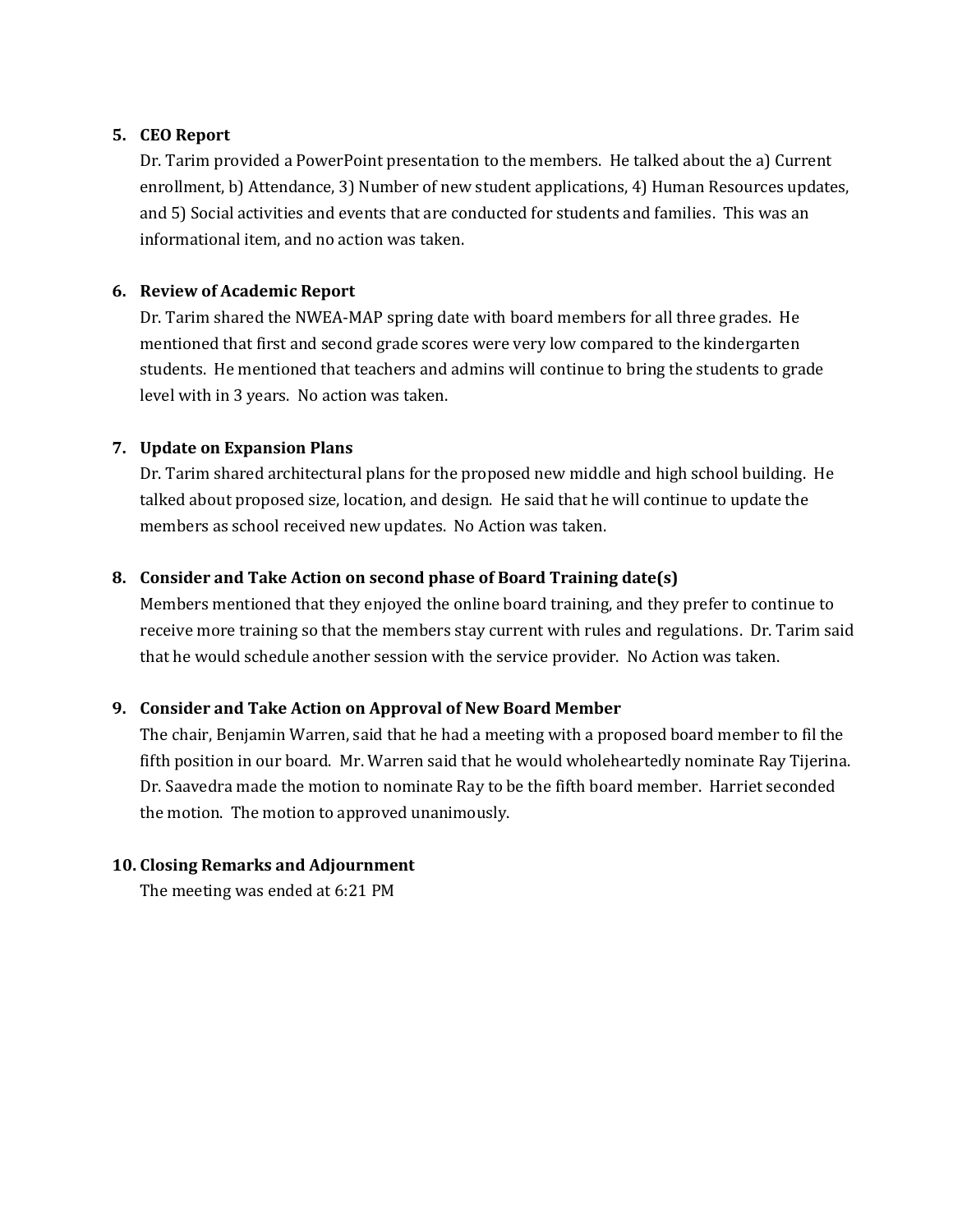5. **CEO Report**
   Dr. Tarim provided a PowerPoint presentation to the members. He talked about the a) Current enrollment, b) Attendance, 3) Number of new student applications, 4) Human Resources updates, and 5) Social activities and events that are conducted for students and families. This was an informational item, and no action was taken.

6. **Review of Academic Report**
   Dr. Tarim shared the NWEA-MAP spring date with board members for all three grades. He mentioned that first and second grade scores were very low compared to the kindergarten students. He mentioned that teachers and admins will continue to bring the students to grade level with in 3 years. No action was taken.

7. **Update on Expansion Plans**
   Dr. Tarim shared architectural plans for the proposed new middle and high school building. He talked about proposed size, location, and design. He said that he will continue to update the members as school received new updates. No Action was taken.

8. **Consider and Take Action on second phase of Board Training date(s)**
   Members mentioned that they enjoyed the online board training, and they prefer to continue to receive more training so that the members stay current with rules and regulations. Dr. Tarim said that he would schedule another session with the service provider. No Action was taken.

9. **Consider and Take Action on Approval of New Board Member**
   The chair, Benjamin Warren, said that he had a meeting with a proposed board member to fil the fifth position in our board. Mr. Warren said that he would wholeheartedly nominate Ray Tijerina. Dr. Saavedra made the motion to nominate Ray to be the fifth board member. Harriet seconded the motion. The motion to approved unanimously.

10. **Closing Remarks and Adjournment**
    The meeting was ended at 6:21 PM